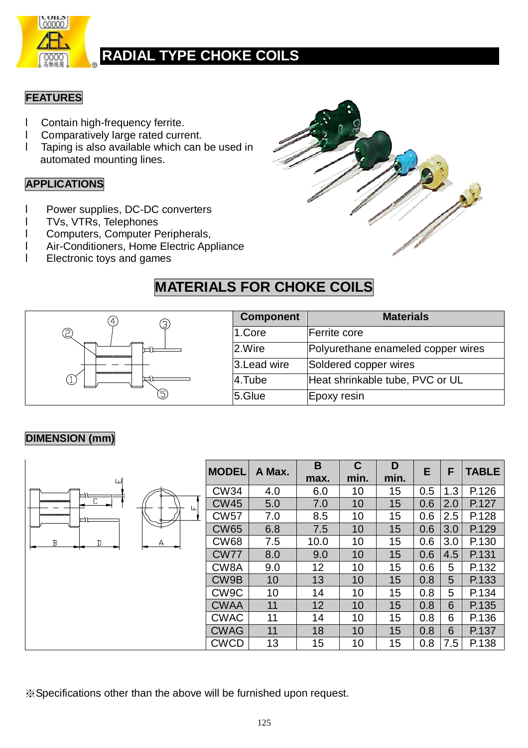# RADIAL TYPE CHOKE COILS

## FEATURES

- Contain high-frequency ferrite.
- Comparatively large rated current.
- Taping is also available which can be used in automated mounting lines.

## APPLICATIONS

- Power supplies, DC-DC converters
- TVs, VTRs, Telephones
- Computers, Computer Peripherals,
- Air-Conditioners, Home Electric Appliance
- Electronic toys and games

## MATERIALS FOR CHOKE COILS

| Component | Materials |
|---|---|
| 1.Core | Ferrite core |
| 2.Wire | Polyurethane enameled copper wires |
| 3.Lead wire | Soldered copper wires |
| 4.Tube | Heat shrinkable tube, PVC or UL |
| 5.Glue | Epoxy resin |

## DIMENSION (mm)

| MODEL | A Max. | B max. | C min. | D min. | E | F | TABLE |
|---|---|---|---|---|---|---|---|
| CW34 | 4.0 | 6.0 | 10 | 15 | 0.5 | 1.3 | P.126 |
| CW45 | 5.0 | 7.0 | 10 | 15 | 0.6 | 2.0 | P.127 |
| CW57 | 7.0 | 8.5 | 10 | 15 | 0.6 | 2.5 | P.128 |
| CW65 | 6.8 | 7.5 | 10 | 15 | 0.6 | 3.0 | P.129 |
| CW68 | 7.5 | 10.0 | 10 | 15 | 0.6 | 3.0 | P.130 |
| CW77 | 8.0 | 9.0 | 10 | 15 | 0.6 | 4.5 | P.131 |
| CW8A | 9.0 | 12 | 10 | 15 | 0.6 | 5 | P.132 |
| CW9B | 10 | 13 | 10 | 15 | 0.8 | 5 | P.133 |
| CW9C | 10 | 14 | 10 | 15 | 0.8 | 5 | P.134 |
| CWAA | 11 | 12 | 10 | 15 | 0.8 | 6 | P.135 |
| CWAC | 11 | 14 | 10 | 15 | 0.8 | 6 | P.136 |
| CWAG | 11 | 18 | 10 | 15 | 0.8 | 6 | P.137 |
| CWCD | 13 | 15 | 10 | 15 | 0.8 | 7.5 | P.138 |

※Specifications other than the above will be furnished upon request.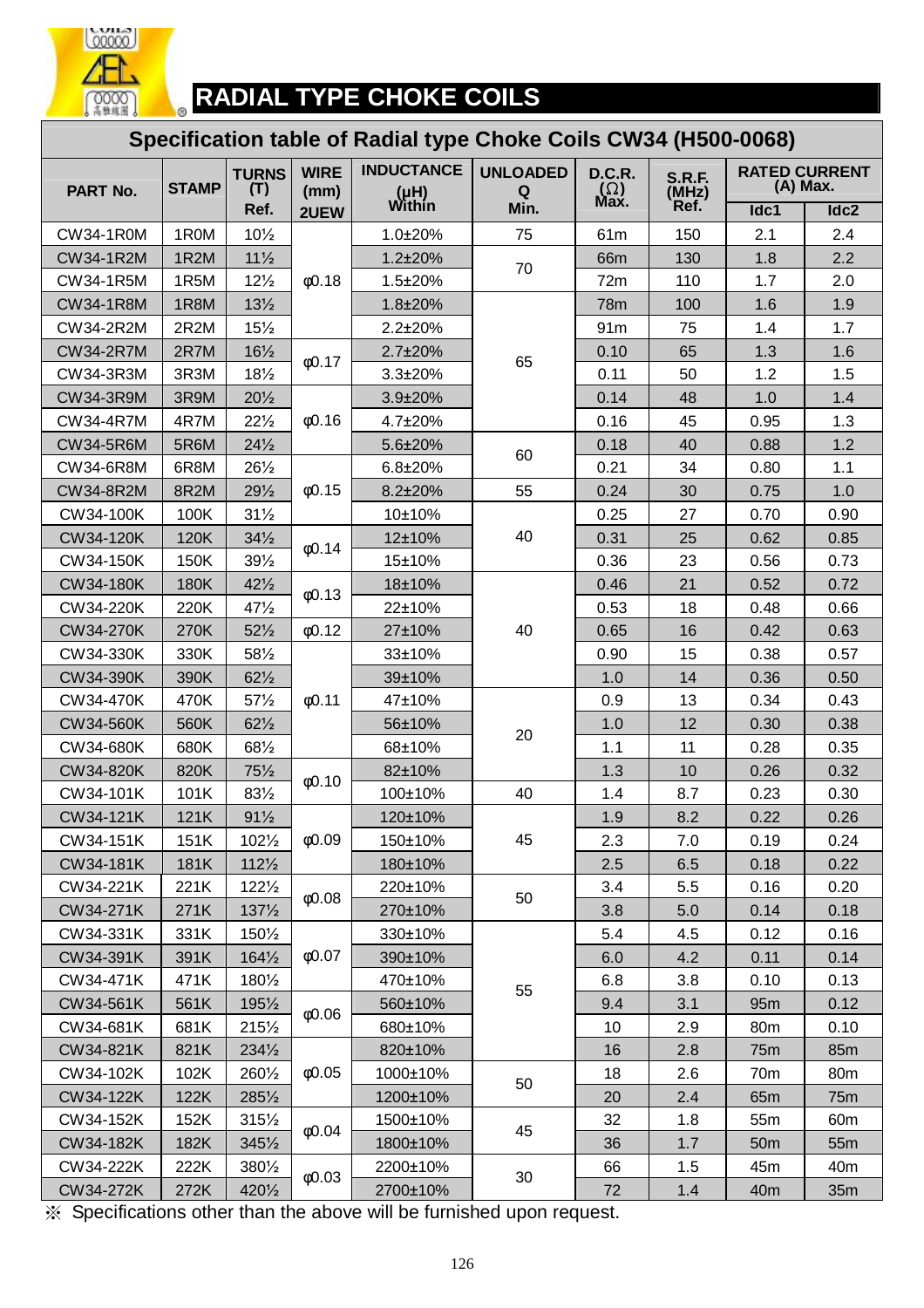# RADIAL TYPE CHOKE COILS

## Specification table of Radial type Choke Coils CW34 (H500-0068)

| PART No. | STAMP | TURNS (T) Ref. | WIRE (mm) 2UEW | INDUCTANCE (μH) Within | UNLOADED Q Min. | D.C.R. (Ω) Max. | S.R.F. (MHz) Ref. | RATED CURRENT (A) Max. | |
|---|---|---|---|---|---|---|---|---|---|
| | | | | | | | | Idc1 | Idc2 |
| CW34-1R0M | 1R0M | 10½ | φ0.18 | 1.0±20% | 75 | 61m | 150 | 2.1 | 2.4 |
| CW34-1R2M | 1R2M | 11½ | φ0.18 | 1.2±20% | 70 | 66m | 130 | 1.8 | 2.2 |
| CW34-1R5M | 1R5M | 12½ | φ0.18 | 1.5±20% | 70 | 72m | 110 | 1.7 | 2.0 |
| CW34-1R8M | 1R8M | 13½ | φ0.18 | 1.8±20% | 65 | 78m | 100 | 1.6 | 1.9 |
| CW34-2R2M | 2R2M | 15½ | φ0.18 | 2.2±20% | 65 | 91m | 75 | 1.4 | 1.7 |
| CW34-2R7M | 2R7M | 16½ | φ0.17 | 2.7±20% | 65 | 0.10 | 65 | 1.3 | 1.6 |
| CW34-3R3M | 3R3M | 18½ | φ0.17 | 3.3±20% | 65 | 0.11 | 50 | 1.2 | 1.5 |
| CW34-3R9M | 3R9M | 20½ | φ0.16 | 3.9±20% | 65 | 0.14 | 48 | 1.0 | 1.4 |
| CW34-4R7M | 4R7M | 22½ | φ0.16 | 4.7±20% | 65 | 0.16 | 45 | 0.95 | 1.3 |
| CW34-5R6M | 5R6M | 24½ | φ0.16 | 5.6±20% | 60 | 0.18 | 40 | 0.88 | 1.2 |
| CW34-6R8M | 6R8M | 26½ | φ0.15 | 6.8±20% | 60 | 0.21 | 34 | 0.80 | 1.1 |
| CW34-8R2M | 8R2M | 29½ | φ0.15 | 8.2±20% | 55 | 0.24 | 30 | 0.75 | 1.0 |
| CW34-100K | 100K | 31½ | φ0.15 | 10±10% | 40 | 0.25 | 27 | 0.70 | 0.90 |
| CW34-120K | 120K | 34½ | φ0.14 | 12±10% | 40 | 0.31 | 25 | 0.62 | 0.85 |
| CW34-150K | 150K | 39½ | φ0.14 | 15±10% | 40 | 0.36 | 23 | 0.56 | 0.73 |
| CW34-180K | 180K | 42½ | φ0.13 | 18±10% | 40 | 0.46 | 21 | 0.52 | 0.72 |
| CW34-220K | 220K | 47½ | φ0.13 | 22±10% | 40 | 0.53 | 18 | 0.48 | 0.66 |
| CW34-270K | 270K | 52½ | φ0.12 | 27±10% | 40 | 0.65 | 16 | 0.42 | 0.63 |
| CW34-330K | 330K | 58½ | φ0.11 | 33±10% | 40 | 0.90 | 15 | 0.38 | 0.57 |
| CW34-390K | 390K | 62½ | φ0.11 | 39±10% | 40 | 1.0 | 14 | 0.36 | 0.50 |
| CW34-470K | 470K | 57½ | φ0.11 | 47±10% | 20 | 0.9 | 13 | 0.34 | 0.43 |
| CW34-560K | 560K | 62½ | φ0.11 | 56±10% | 20 | 1.0 | 12 | 0.30 | 0.38 |
| CW34-680K | 680K | 68½ | φ0.11 | 68±10% | 20 | 1.1 | 11 | 0.28 | 0.35 |
| CW34-820K | 820K | 75½ | φ0.10 | 82±10% | 20 | 1.3 | 10 | 0.26 | 0.32 |
| CW34-101K | 101K | 83½ | φ0.10 | 100±10% | 40 | 1.4 | 8.7 | 0.23 | 0.30 |
| CW34-121K | 121K | 91½ | φ0.09 | 120±10% | 45 | 1.9 | 8.2 | 0.22 | 0.26 |
| CW34-151K | 151K | 102½ | φ0.09 | 150±10% | 45 | 2.3 | 7.0 | 0.19 | 0.24 |
| CW34-181K | 181K | 112½ | φ0.09 | 180±10% | 45 | 2.5 | 6.5 | 0.18 | 0.22 |
| CW34-221K | 221K | 122½ | φ0.08 | 220±10% | 50 | 3.4 | 5.5 | 0.16 | 0.20 |
| CW34-271K | 271K | 137½ | φ0.08 | 270±10% | 50 | 3.8 | 5.0 | 0.14 | 0.18 |
| CW34-331K | 331K | 150½ | φ0.07 | 330±10% | 55 | 5.4 | 4.5 | 0.12 | 0.16 |
| CW34-391K | 391K | 164½ | φ0.07 | 390±10% | 55 | 6.0 | 4.2 | 0.11 | 0.14 |
| CW34-471K | 471K | 180½ | φ0.07 | 470±10% | 55 | 6.8 | 3.8 | 0.10 | 0.13 |
| CW34-561K | 561K | 195½ | φ0.06 | 560±10% | 55 | 9.4 | 3.1 | 95m | 0.12 |
| CW34-681K | 681K | 215½ | φ0.06 | 680±10% | 55 | 10 | 2.9 | 80m | 0.10 |
| CW34-821K | 821K | 234½ | φ0.05 | 820±10% | 55 | 16 | 2.8 | 75m | 85m |
| CW34-102K | 102K | 260½ | φ0.05 | 1000±10% | 50 | 18 | 2.6 | 70m | 80m |
| CW34-122K | 122K | 285½ | φ0.05 | 1200±10% | 50 | 20 | 2.4 | 65m | 75m |
| CW34-152K | 152K | 315½ | φ0.04 | 1500±10% | 45 | 32 | 1.8 | 55m | 60m |
| CW34-182K | 182K | 345½ | φ0.04 | 1800±10% | 45 | 36 | 1.7 | 50m | 55m |
| CW34-222K | 222K | 380½ | φ0.03 | 2200±10% | 30 | 66 | 1.5 | 45m | 40m |
| CW34-272K | 272K | 420½ | φ0.03 | 2700±10% | 30 | 72 | 1.4 | 40m | 35m |

※ Specifications other than the above will be furnished upon request.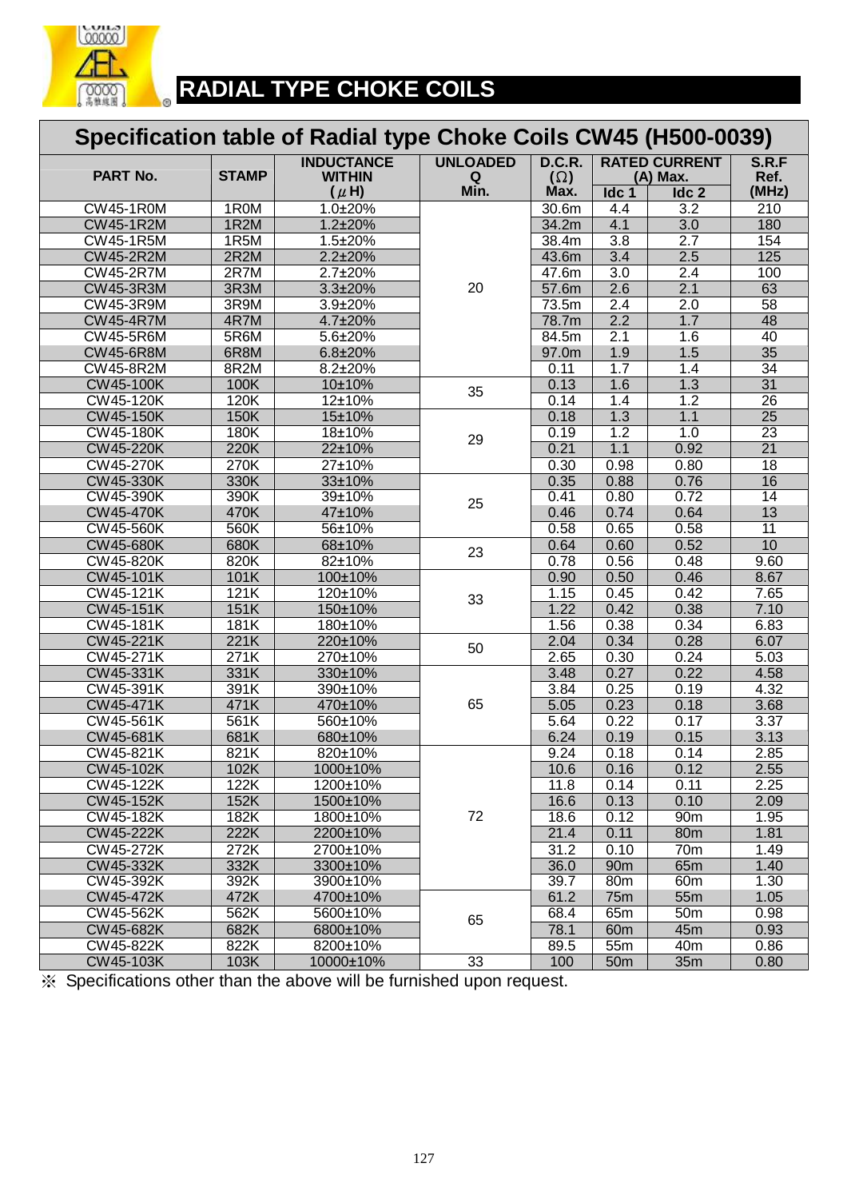# RADIAL TYPE CHOKE COILS

## Specification table of Radial type Choke Coils CW45 (H500-0039)

| PART No. | STAMP | INDUCTANCE WITHIN (μH) | UNLOADED Q Min. | D.C.R. (Ω) Max. | RATED CURRENT (A) Max. | | S.R.F Ref. (MHz) |
|---|---|---|---|---|---|---|---|
| | | | | | Idc 1 | Idc 2 | |
| CW45-1R0M | 1R0M | 1.0±20% | 20 | 30.6m | 4.4 | 3.2 | 210 |
| CW45-1R2M | 1R2M | 1.2±20% | | 34.2m | 4.1 | 3.0 | 180 |
| CW45-1R5M | 1R5M | 1.5±20% | | 38.4m | 3.8 | 2.7 | 154 |
| CW45-2R2M | 2R2M | 2.2±20% | | 43.6m | 3.4 | 2.5 | 125 |
| CW45-2R7M | 2R7M | 2.7±20% | | 47.6m | 3.0 | 2.4 | 100 |
| CW45-3R3M | 3R3M | 3.3±20% | | 57.6m | 2.6 | 2.1 | 63 |
| CW45-3R9M | 3R9M | 3.9±20% | | 73.5m | 2.4 | 2.0 | 58 |
| CW45-4R7M | 4R7M | 4.7±20% | | 78.7m | 2.2 | 1.7 | 48 |
| CW45-5R6M | 5R6M | 5.6±20% | | 84.5m | 2.1 | 1.6 | 40 |
| CW45-6R8M | 6R8M | 6.8±20% | | 97.0m | 1.9 | 1.5 | 35 |
| CW45-8R2M | 8R2M | 8.2±20% | | 0.11 | 1.7 | 1.4 | 34 |
| CW45-100K | 100K | 10±10% | 35 | 0.13 | 1.6 | 1.3 | 31 |
| CW45-120K | 120K | 12±10% | | 0.14 | 1.4 | 1.2 | 26 |
| CW45-150K | 150K | 15±10% | 29 | 0.18 | 1.3 | 1.1 | 25 |
| CW45-180K | 180K | 18±10% | | 0.19 | 1.2 | 1.0 | 23 |
| CW45-220K | 220K | 22±10% | | 0.21 | 1.1 | 0.92 | 21 |
| CW45-270K | 270K | 27±10% | | 0.30 | 0.98 | 0.80 | 18 |
| CW45-330K | 330K | 33±10% | 25 | 0.35 | 0.88 | 0.76 | 16 |
| CW45-390K | 390K | 39±10% | | 0.41 | 0.80 | 0.72 | 14 |
| CW45-470K | 470K | 47±10% | | 0.46 | 0.74 | 0.64 | 13 |
| CW45-560K | 560K | 56±10% | | 0.58 | 0.65 | 0.58 | 11 |
| CW45-680K | 680K | 68±10% | 23 | 0.64 | 0.60 | 0.52 | 10 |
| CW45-820K | 820K | 82±10% | | 0.78 | 0.56 | 0.48 | 9.60 |
| CW45-101K | 101K | 100±10% | 33 | 0.90 | 0.50 | 0.46 | 8.67 |
| CW45-121K | 121K | 120±10% | | 1.15 | 0.45 | 0.42 | 7.65 |
| CW45-151K | 151K | 150±10% | | 1.22 | 0.42 | 0.38 | 7.10 |
| CW45-181K | 181K | 180±10% | | 1.56 | 0.38 | 0.34 | 6.83 |
| CW45-221K | 221K | 220±10% | 50 | 2.04 | 0.34 | 0.28 | 6.07 |
| CW45-271K | 271K | 270±10% | | 2.65 | 0.30 | 0.24 | 5.03 |
| CW45-331K | 331K | 330±10% | 65 | 3.48 | 0.27 | 0.22 | 4.58 |
| CW45-391K | 391K | 390±10% | | 3.84 | 0.25 | 0.19 | 4.32 |
| CW45-471K | 471K | 470±10% | | 5.05 | 0.23 | 0.18 | 3.68 |
| CW45-561K | 561K | 560±10% | | 5.64 | 0.22 | 0.17 | 3.37 |
| CW45-681K | 681K | 680±10% | | 6.24 | 0.19 | 0.15 | 3.13 |
| CW45-821K | 821K | 820±10% | 72 | 9.24 | 0.18 | 0.14 | 2.85 |
| CW45-102K | 102K | 1000±10% | | 10.6 | 0.16 | 0.12 | 2.55 |
| CW45-122K | 122K | 1200±10% | | 11.8 | 0.14 | 0.11 | 2.25 |
| CW45-152K | 152K | 1500±10% | | 16.6 | 0.13 | 0.10 | 2.09 |
| CW45-182K | 182K | 1800±10% | | 18.6 | 0.12 | 90m | 1.95 |
| CW45-222K | 222K | 2200±10% | | 21.4 | 0.11 | 80m | 1.81 |
| CW45-272K | 272K | 2700±10% | | 31.2 | 0.10 | 70m | 1.49 |
| CW45-332K | 332K | 3300±10% | | 36.0 | 90m | 65m | 1.40 |
| CW45-392K | 392K | 3900±10% | | 39.7 | 80m | 60m | 1.30 |
| CW45-472K | 472K | 4700±10% | 65 | 61.2 | 75m | 55m | 1.05 |
| CW45-562K | 562K | 5600±10% | | 68.4 | 65m | 50m | 0.98 |
| CW45-682K | 682K | 6800±10% | | 78.1 | 60m | 45m | 0.93 |
| CW45-822K | 822K | 8200±10% | | 89.5 | 55m | 40m | 0.86 |
| CW45-103K | 103K | 10000±10% | 33 | 100 | 50m | 35m | 0.80 |

※ Specifications other than the above will be furnished upon request.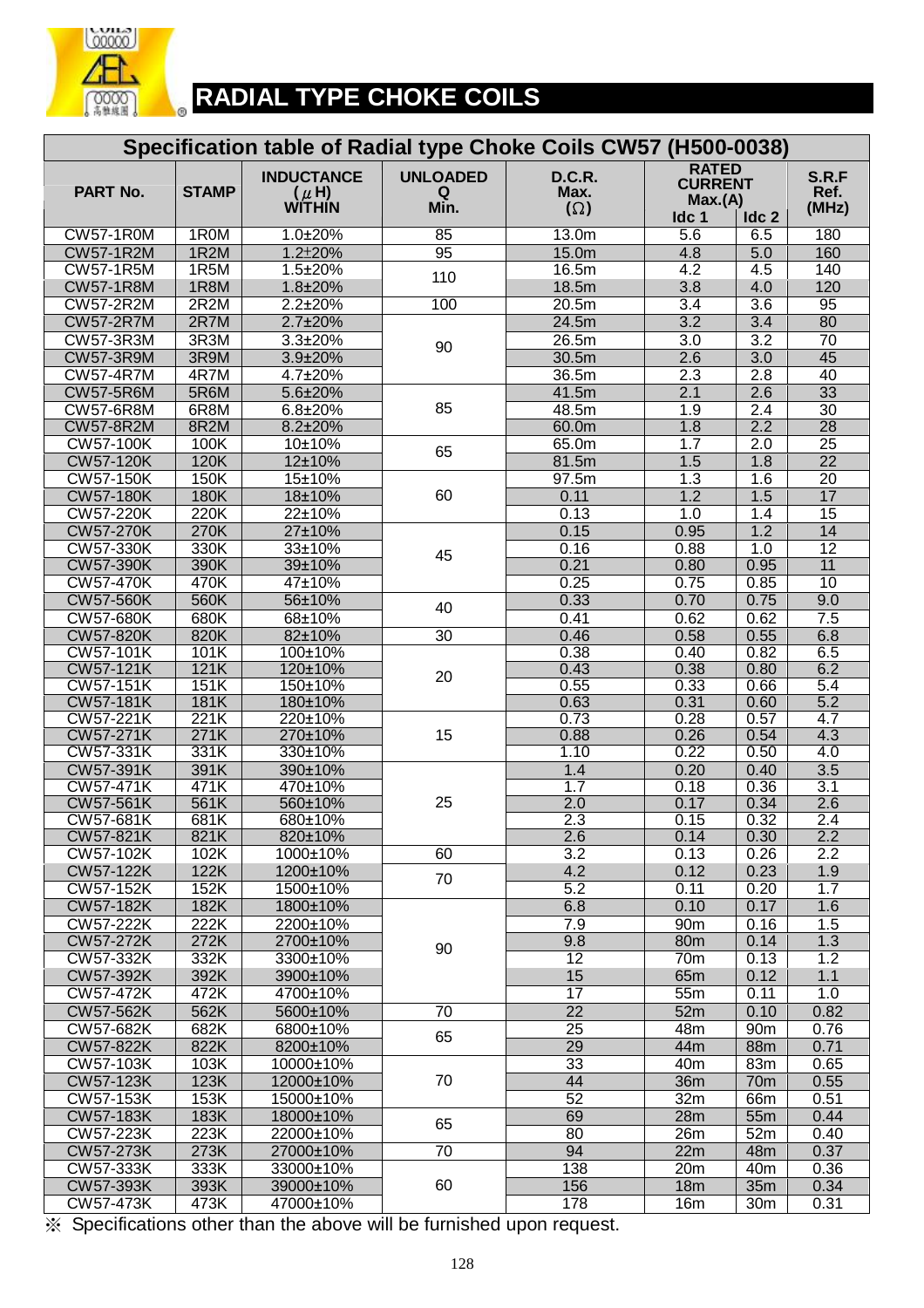# RADIAL TYPE CHOKE COILS

## Specification table of Radial type Choke Coils CW57 (H500-0038)

| PART No. | STAMP | INDUCTANCE (μH) WITHIN | UNLOADED Q Min. | D.C.R. Max. (Ω) | RATED CURRENT Max.(A) | | S.R.F Ref. (MHz) |
|---|---|---|---|---|---|---|---|
| | | | | | Idc 1 | Idc 2 | |
| CW57-1R0M | 1R0M | 1.0±20% | 85 | 13.0m | 5.6 | 6.5 | 180 |
| CW57-1R2M | 1R2M | 1.2±20% | 95 | 15.0m | 4.8 | 5.0 | 160 |
| CW57-1R5M | 1R5M | 1.5±20% | 110 | 16.5m | 4.2 | 4.5 | 140 |
| CW57-1R8M | 1R8M | 1.8±20% | 110 | 18.5m | 3.8 | 4.0 | 120 |
| CW57-2R2M | 2R2M | 2.2±20% | 100 | 20.5m | 3.4 | 3.6 | 95 |
| CW57-2R7M | 2R7M | 2.7±20% | 90 | 24.5m | 3.2 | 3.4 | 80 |
| CW57-3R3M | 3R3M | 3.3±20% | 90 | 26.5m | 3.0 | 3.2 | 70 |
| CW57-3R9M | 3R9M | 3.9±20% | 90 | 30.5m | 2.6 | 3.0 | 45 |
| CW57-4R7M | 4R7M | 4.7±20% | 90 | 36.5m | 2.3 | 2.8 | 40 |
| CW57-5R6M | 5R6M | 5.6±20% | 85 | 41.5m | 2.1 | 2.6 | 33 |
| CW57-6R8M | 6R8M | 6.8±20% | 85 | 48.5m | 1.9 | 2.4 | 30 |
| CW57-8R2M | 8R2M | 8.2±20% | 85 | 60.0m | 1.8 | 2.2 | 28 |
| CW57-100K | 100K | 10±10% | 65 | 65.0m | 1.7 | 2.0 | 25 |
| CW57-120K | 120K | 12±10% | 65 | 81.5m | 1.5 | 1.8 | 22 |
| CW57-150K | 150K | 15±10% | 60 | 97.5m | 1.3 | 1.6 | 20 |
| CW57-180K | 180K | 18±10% | 60 | 0.11 | 1.2 | 1.5 | 17 |
| CW57-220K | 220K | 22±10% | 60 | 0.13 | 1.0 | 1.4 | 15 |
| CW57-270K | 270K | 27±10% | 45 | 0.15 | 0.95 | 1.2 | 14 |
| CW57-330K | 330K | 33±10% | 45 | 0.16 | 0.88 | 1.0 | 12 |
| CW57-390K | 390K | 39±10% | 45 | 0.21 | 0.80 | 0.95 | 11 |
| CW57-470K | 470K | 47±10% | 45 | 0.25 | 0.75 | 0.85 | 10 |
| CW57-560K | 560K | 56±10% | 40 | 0.33 | 0.70 | 0.75 | 9.0 |
| CW57-680K | 680K | 68±10% | 40 | 0.41 | 0.62 | 0.62 | 7.5 |
| CW57-820K | 820K | 82±10% | 30 | 0.46 | 0.58 | 0.55 | 6.8 |
| CW57-101K | 101K | 100±10% | 20 | 0.38 | 0.40 | 0.82 | 6.5 |
| CW57-121K | 121K | 120±10% | 20 | 0.43 | 0.38 | 0.80 | 6.2 |
| CW57-151K | 151K | 150±10% | 20 | 0.55 | 0.33 | 0.66 | 5.4 |
| CW57-181K | 181K | 180±10% | 20 | 0.63 | 0.31 | 0.60 | 5.2 |
| CW57-221K | 221K | 220±10% | 15 | 0.73 | 0.28 | 0.57 | 4.7 |
| CW57-271K | 271K | 270±10% | 15 | 0.88 | 0.26 | 0.54 | 4.3 |
| CW57-331K | 331K | 330±10% | 15 | 1.10 | 0.22 | 0.50 | 4.0 |
| CW57-391K | 391K | 390±10% | 25 | 1.4 | 0.20 | 0.40 | 3.5 |
| CW57-471K | 471K | 470±10% | 25 | 1.7 | 0.18 | 0.36 | 3.1 |
| CW57-561K | 561K | 560±10% | 25 | 2.0 | 0.17 | 0.34 | 2.6 |
| CW57-681K | 681K | 680±10% | 25 | 2.3 | 0.15 | 0.32 | 2.4 |
| CW57-821K | 821K | 820±10% | 25 | 2.6 | 0.14 | 0.30 | 2.2 |
| CW57-102K | 102K | 1000±10% | 60 | 3.2 | 0.13 | 0.26 | 2.2 |
| CW57-122K | 122K | 1200±10% | 70 | 4.2 | 0.12 | 0.23 | 1.9 |
| CW57-152K | 152K | 1500±10% | 70 | 5.2 | 0.11 | 0.20 | 1.7 |
| CW57-182K | 182K | 1800±10% | 90 | 6.8 | 0.10 | 0.17 | 1.6 |
| CW57-222K | 222K | 2200±10% | 90 | 7.9 | 90m | 0.16 | 1.5 |
| CW57-272K | 272K | 2700±10% | 90 | 9.8 | 80m | 0.14 | 1.3 |
| CW57-332K | 332K | 3300±10% | 90 | 12 | 70m | 0.13 | 1.2 |
| CW57-392K | 392K | 3900±10% | 90 | 15 | 65m | 0.12 | 1.1 |
| CW57-472K | 472K | 4700±10% | 90 | 17 | 55m | 0.11 | 1.0 |
| CW57-562K | 562K | 5600±10% | 70 | 22 | 52m | 0.10 | 0.82 |
| CW57-682K | 682K | 6800±10% | 65 | 25 | 48m | 90m | 0.76 |
| CW57-822K | 822K | 8200±10% | 65 | 29 | 44m | 88m | 0.71 |
| CW57-103K | 103K | 10000±10% | 70 | 33 | 40m | 83m | 0.65 |
| CW57-123K | 123K | 12000±10% | 70 | 44 | 36m | 70m | 0.55 |
| CW57-153K | 153K | 15000±10% | 70 | 52 | 32m | 66m | 0.51 |
| CW57-183K | 183K | 18000±10% | 65 | 69 | 28m | 55m | 0.44 |
| CW57-223K | 223K | 22000±10% | 65 | 80 | 26m | 52m | 0.40 |
| CW57-273K | 273K | 27000±10% | 70 | 94 | 22m | 48m | 0.37 |
| CW57-333K | 333K | 33000±10% | 60 | 138 | 20m | 40m | 0.36 |
| CW57-393K | 393K | 39000±10% | 60 | 156 | 18m | 35m | 0.34 |
| CW57-473K | 473K | 47000±10% | 60 | 178 | 16m | 30m | 0.31 |

※ Specifications other than the above will be furnished upon request.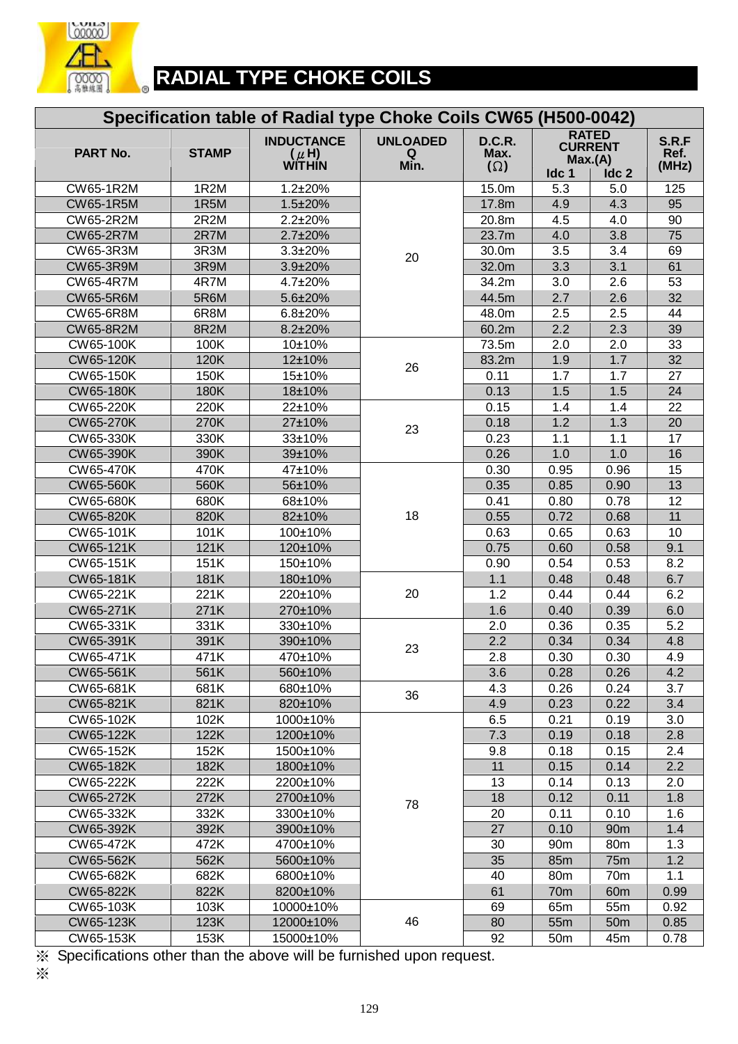# RADIAL TYPE CHOKE COILS

## Specification table of Radial type Choke Coils CW65 (H500-0042)

| PART No. | STAMP | INDUCTANCE (μH) WITHIN | UNLOADED Q Min. | D.C.R. Max. (Ω) | RATED CURRENT Max.(A) | | S.R.F Ref. (MHz) |
|---|---|---|---|---|---|---|---|
| | | | | | Idc 1 | Idc 2 | |
| CW65-1R2M | 1R2M | 1.2±20% | 20 | 15.0m | 5.3 | 5.0 | 125 |
| CW65-1R5M | 1R5M | 1.5±20% | | 17.8m | 4.9 | 4.3 | 95 |
| CW65-2R2M | 2R2M | 2.2±20% | | 20.8m | 4.5 | 4.0 | 90 |
| CW65-2R7M | 2R7M | 2.7±20% | | 23.7m | 4.0 | 3.8 | 75 |
| CW65-3R3M | 3R3M | 3.3±20% | | 30.0m | 3.5 | 3.4 | 69 |
| CW65-3R9M | 3R9M | 3.9±20% | | 32.0m | 3.3 | 3.1 | 61 |
| CW65-4R7M | 4R7M | 4.7±20% | | 34.2m | 3.0 | 2.6 | 53 |
| CW65-5R6M | 5R6M | 5.6±20% | | 44.5m | 2.7 | 2.6 | 32 |
| CW65-6R8M | 6R8M | 6.8±20% | | 48.0m | 2.5 | 2.5 | 44 |
| CW65-8R2M | 8R2M | 8.2±20% | | 60.2m | 2.2 | 2.3 | 39 |
| CW65-100K | 100K | 10±10% | 26 | 73.5m | 2.0 | 2.0 | 33 |
| CW65-120K | 120K | 12±10% | | 83.2m | 1.9 | 1.7 | 32 |
| CW65-150K | 150K | 15±10% | | 0.11 | 1.7 | 1.7 | 27 |
| CW65-180K | 180K | 18±10% | | 0.13 | 1.5 | 1.5 | 24 |
| CW65-220K | 220K | 22±10% | 23 | 0.15 | 1.4 | 1.4 | 22 |
| CW65-270K | 270K | 27±10% | | 0.18 | 1.2 | 1.3 | 20 |
| CW65-330K | 330K | 33±10% | | 0.23 | 1.1 | 1.1 | 17 |
| CW65-390K | 390K | 39±10% | | 0.26 | 1.0 | 1.0 | 16 |
| CW65-470K | 470K | 47±10% | 18 | 0.30 | 0.95 | 0.96 | 15 |
| CW65-560K | 560K | 56±10% | | 0.35 | 0.85 | 0.90 | 13 |
| CW65-680K | 680K | 68±10% | | 0.41 | 0.80 | 0.78 | 12 |
| CW65-820K | 820K | 82±10% | | 0.55 | 0.72 | 0.68 | 11 |
| CW65-101K | 101K | 100±10% | | 0.63 | 0.65 | 0.63 | 10 |
| CW65-121K | 121K | 120±10% | | 0.75 | 0.60 | 0.58 | 9.1 |
| CW65-151K | 151K | 150±10% | | 0.90 | 0.54 | 0.53 | 8.2 |
| CW65-181K | 181K | 180±10% | 20 | 1.1 | 0.48 | 0.48 | 6.7 |
| CW65-221K | 221K | 220±10% | | 1.2 | 0.44 | 0.44 | 6.2 |
| CW65-271K | 271K | 270±10% | | 1.6 | 0.40 | 0.39 | 6.0 |
| CW65-331K | 331K | 330±10% | 23 | 2.0 | 0.36 | 0.35 | 5.2 |
| CW65-391K | 391K | 390±10% | | 2.2 | 0.34 | 0.34 | 4.8 |
| CW65-471K | 471K | 470±10% | | 2.8 | 0.30 | 0.30 | 4.9 |
| CW65-561K | 561K | 560±10% | | 3.6 | 0.28 | 0.26 | 4.2 |
| CW65-681K | 681K | 680±10% | 36 | 4.3 | 0.26 | 0.24 | 3.7 |
| CW65-821K | 821K | 820±10% | | 4.9 | 0.23 | 0.22 | 3.4 |
| CW65-102K | 102K | 1000±10% | 78 | 6.5 | 0.21 | 0.19 | 3.0 |
| CW65-122K | 122K | 1200±10% | | 7.3 | 0.19 | 0.18 | 2.8 |
| CW65-152K | 152K | 1500±10% | | 9.8 | 0.18 | 0.15 | 2.4 |
| CW65-182K | 182K | 1800±10% | | 11 | 0.15 | 0.14 | 2.2 |
| CW65-222K | 222K | 2200±10% | | 13 | 0.14 | 0.13 | 2.0 |
| CW65-272K | 272K | 2700±10% | | 18 | 0.12 | 0.11 | 1.8 |
| CW65-332K | 332K | 3300±10% | | 20 | 0.11 | 0.10 | 1.6 |
| CW65-392K | 392K | 3900±10% | | 27 | 0.10 | 90m | 1.4 |
| CW65-472K | 472K | 4700±10% | | 30 | 90m | 80m | 1.3 |
| CW65-562K | 562K | 5600±10% | | 35 | 85m | 75m | 1.2 |
| CW65-682K | 682K | 6800±10% | | 40 | 80m | 70m | 1.1 |
| CW65-822K | 822K | 8200±10% | | 61 | 70m | 60m | 0.99 |
| CW65-103K | 103K | 10000±10% | 46 | 69 | 65m | 55m | 0.92 |
| CW65-123K | 123K | 12000±10% | | 80 | 55m | 50m | 0.85 |
| CW65-153K | 153K | 15000±10% | | 92 | 50m | 45m | 0.78 |

※ Specifications other than the above will be furnished upon request.

※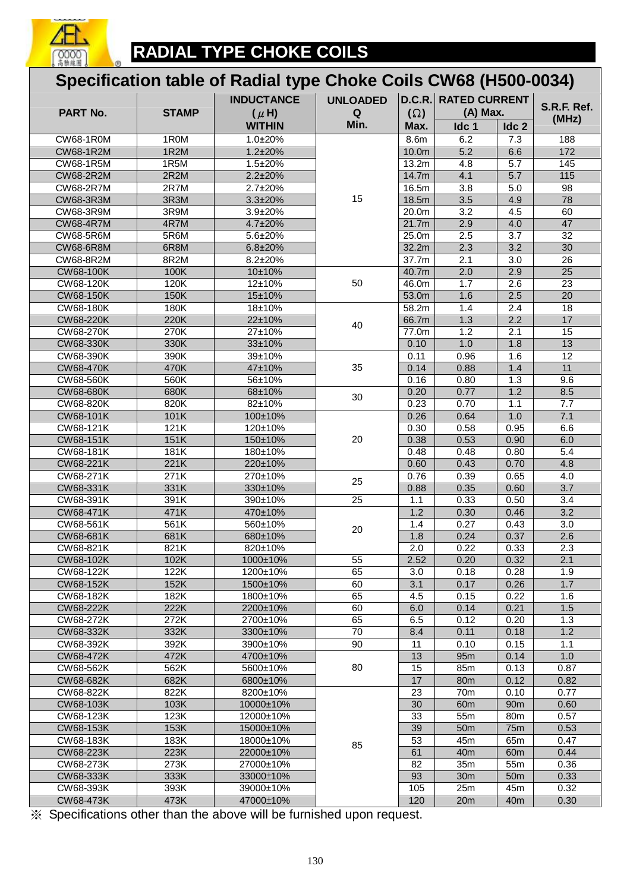# RADIAL TYPE CHOKE COILS

## Specification table of Radial type Choke Coils CW68 (H500-0034)

| PART No. | STAMP | INDUCTANCE (μH) WITHIN | UNLOADED Q Min. | D.C.R. (Ω) Max. | RATED CURRENT (A) Max. | | S.R.F. Ref. (MHz) |
|---|---|---|---|---|---|---|---|
| | | | | | Idc 1 | Idc 2 | |
| CW68-1R0M | 1R0M | 1.0±20% | 15 | 8.6m | 6.2 | 7.3 | 188 |
| CW68-1R2M | 1R2M | 1.2±20% | | 10.0m | 5.2 | 6.6 | 172 |
| CW68-1R5M | 1R5M | 1.5±20% | | 13.2m | 4.8 | 5.7 | 145 |
| CW68-2R2M | 2R2M | 2.2±20% | | 14.7m | 4.1 | 5.7 | 115 |
| CW68-2R7M | 2R7M | 2.7±20% | | 16.5m | 3.8 | 5.0 | 98 |
| CW68-3R3M | 3R3M | 3.3±20% | | 18.5m | 3.5 | 4.9 | 78 |
| CW68-3R9M | 3R9M | 3.9±20% | | 20.0m | 3.2 | 4.5 | 60 |
| CW68-4R7M | 4R7M | 4.7±20% | | 21.7m | 2.9 | 4.0 | 47 |
| CW68-5R6M | 5R6M | 5.6±20% | | 25.0m | 2.5 | 3.7 | 32 |
| CW68-6R8M | 6R8M | 6.8±20% | | 32.2m | 2.3 | 3.2 | 30 |
| CW68-8R2M | 8R2M | 8.2±20% | | 37.7m | 2.1 | 3.0 | 26 |
| CW68-100K | 100K | 10±10% | 50 | 40.7m | 2.0 | 2.9 | 25 |
| CW68-120K | 120K | 12±10% | | 46.0m | 1.7 | 2.6 | 23 |
| CW68-150K | 150K | 15±10% | | 53.0m | 1.6 | 2.5 | 20 |
| CW68-180K | 180K | 18±10% | 40 | 58.2m | 1.4 | 2.4 | 18 |
| CW68-220K | 220K | 22±10% | | 66.7m | 1.3 | 2.2 | 17 |
| CW68-270K | 270K | 27±10% | | 77.0m | 1.2 | 2.1 | 15 |
| CW68-330K | 330K | 33±10% | | 0.10 | 1.0 | 1.8 | 13 |
| CW68-390K | 390K | 39±10% | 35 | 0.11 | 0.96 | 1.6 | 12 |
| CW68-470K | 470K | 47±10% | | 0.14 | 0.88 | 1.4 | 11 |
| CW68-560K | 560K | 56±10% | | 0.16 | 0.80 | 1.3 | 9.6 |
| CW68-680K | 680K | 68±10% | 30 | 0.20 | 0.77 | 1.2 | 8.5 |
| CW68-820K | 820K | 82±10% | | 0.23 | 0.70 | 1.1 | 7.7 |
| CW68-101K | 101K | 100±10% | 20 | 0.26 | 0.64 | 1.0 | 7.1 |
| CW68-121K | 121K | 120±10% | | 0.30 | 0.58 | 0.95 | 6.6 |
| CW68-151K | 151K | 150±10% | | 0.38 | 0.53 | 0.90 | 6.0 |
| CW68-181K | 181K | 180±10% | | 0.48 | 0.48 | 0.80 | 5.4 |
| CW68-221K | 221K | 220±10% | | 0.60 | 0.43 | 0.70 | 4.8 |
| CW68-271K | 271K | 270±10% | 25 | 0.76 | 0.39 | 0.65 | 4.0 |
| CW68-331K | 331K | 330±10% | | 0.88 | 0.35 | 0.60 | 3.7 |
| CW68-391K | 391K | 390±10% | 25 | 1.1 | 0.33 | 0.50 | 3.4 |
| CW68-471K | 471K | 470±10% | 20 | 1.2 | 0.30 | 0.46 | 3.2 |
| CW68-561K | 561K | 560±10% | | 1.4 | 0.27 | 0.43 | 3.0 |
| CW68-681K | 681K | 680±10% | | 1.8 | 0.24 | 0.37 | 2.6 |
| CW68-821K | 821K | 820±10% | | 2.0 | 0.22 | 0.33 | 2.3 |
| CW68-102K | 102K | 1000±10% | 55 | 2.52 | 0.20 | 0.32 | 2.1 |
| CW68-122K | 122K | 1200±10% | 65 | 3.0 | 0.18 | 0.28 | 1.9 |
| CW68-152K | 152K | 1500±10% | 60 | 3.1 | 0.17 | 0.26 | 1.7 |
| CW68-182K | 182K | 1800±10% | 65 | 4.5 | 0.15 | 0.22 | 1.6 |
| CW68-222K | 222K | 2200±10% | 60 | 6.0 | 0.14 | 0.21 | 1.5 |
| CW68-272K | 272K | 2700±10% | 65 | 6.5 | 0.12 | 0.20 | 1.3 |
| CW68-332K | 332K | 3300±10% | 70 | 8.4 | 0.11 | 0.18 | 1.2 |
| CW68-392K | 392K | 3900±10% | 90 | 11 | 0.10 | 0.15 | 1.1 |
| CW68-472K | 472K | 4700±10% | 80 | 13 | 95m | 0.14 | 1.0 |
| CW68-562K | 562K | 5600±10% | | 15 | 85m | 0.13 | 0.87 |
| CW68-682K | 682K | 6800±10% | | 17 | 80m | 0.12 | 0.82 |
| CW68-822K | 822K | 8200±10% | 85 | 23 | 70m | 0.10 | 0.77 |
| CW68-103K | 103K | 10000±10% | | 30 | 60m | 90m | 0.60 |
| CW68-123K | 123K | 12000±10% | | 33 | 55m | 80m | 0.57 |
| CW68-153K | 153K | 15000±10% | | 39 | 50m | 75m | 0.53 |
| CW68-183K | 183K | 18000±10% | | 53 | 45m | 65m | 0.47 |
| CW68-223K | 223K | 22000±10% | | 61 | 40m | 60m | 0.44 |
| CW68-273K | 273K | 27000±10% | | 82 | 35m | 55m | 0.36 |
| CW68-333K | 333K | 33000±10% | | 93 | 30m | 50m | 0.33 |
| CW68-393K | 393K | 39000±10% | | 105 | 25m | 45m | 0.32 |
| CW68-473K | 473K | 47000±10% | | 120 | 20m | 40m | 0.30 |

※ Specifications other than the above will be furnished upon request.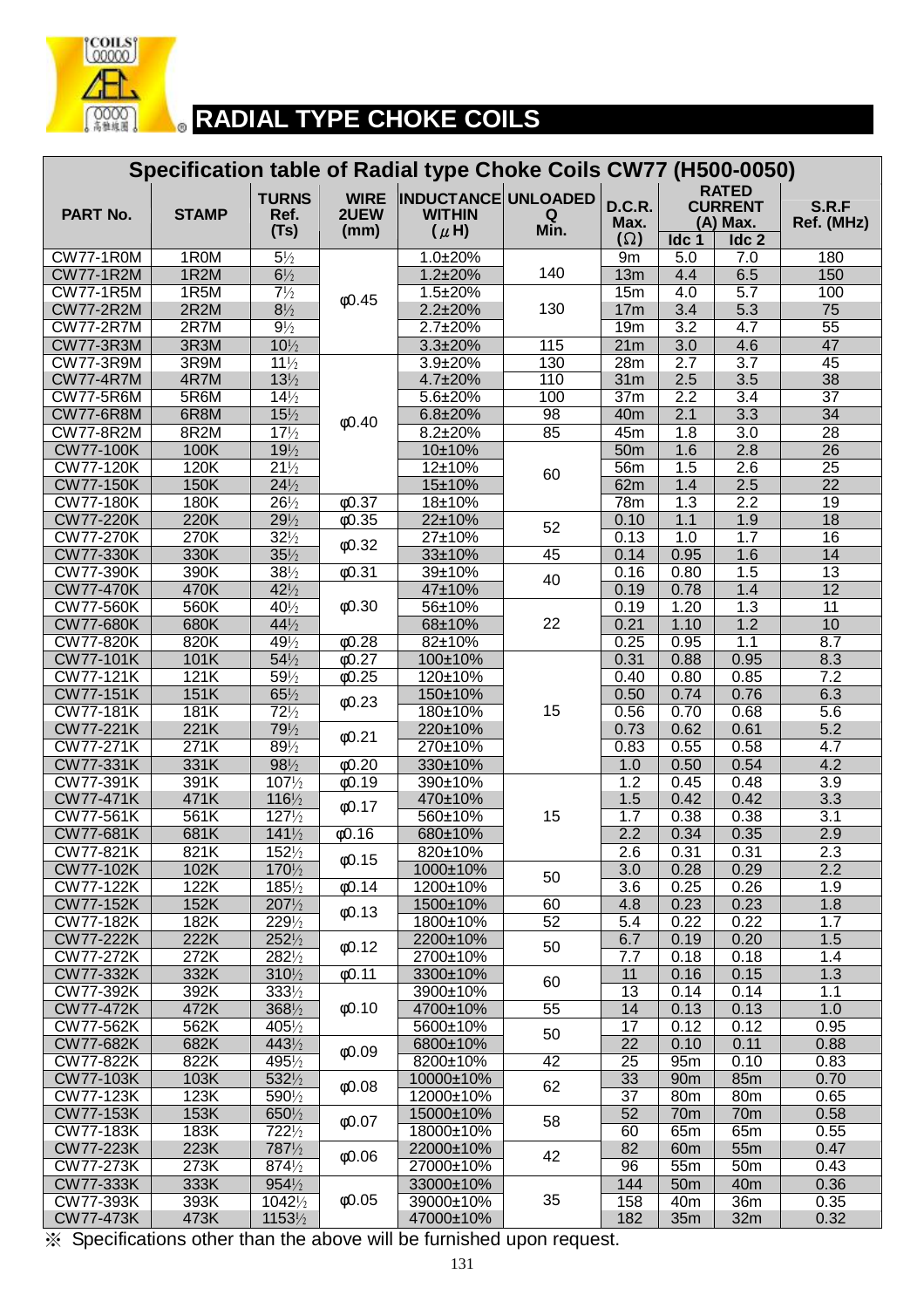# RADIAL TYPE CHOKE COILS

## Specification table of Radial type Choke Coils CW77 (H500-0050)

| PART No. | STAMP | TURNS Ref. (Ts) | WIRE 2UEW (mm) | INDUCTANCE WITHIN (μH) | UNLOADED Q Min. | D.C.R. Max. (Ω) | RATED CURRENT (A) Max. | | S.R.F Ref. (MHz) |
|---|---|---|---|---|---|---|---|---|---|
| | | | | | | | Idc 1 | Idc 2 | |
| CW77-1R0M | 1R0M | 5½ | φ0.45 | 1.0±20% | 140 | 9m | 5.0 | 7.0 | 180 |
| CW77-1R2M | 1R2M | 6½ | φ0.45 | 1.2±20% | 140 | 13m | 4.4 | 6.5 | 150 |
| CW77-1R5M | 1R5M | 7½ | φ0.45 | 1.5±20% | 130 | 15m | 4.0 | 5.7 | 100 |
| CW77-2R2M | 2R2M | 8½ | φ0.45 | 2.2±20% | 130 | 17m | 3.4 | 5.3 | 75 |
| CW77-2R7M | 2R7M | 9½ | φ0.45 | 2.7±20% | 130 | 19m | 3.2 | 4.7 | 55 |
| CW77-3R3M | 3R3M | 10½ | φ0.45 | 3.3±20% | 115 | 21m | 3.0 | 4.6 | 47 |
| CW77-3R9M | 3R9M | 11½ | φ0.40 | 3.9±20% | 130 | 28m | 2.7 | 3.7 | 45 |
| CW77-4R7M | 4R7M | 13½ | φ0.40 | 4.7±20% | 110 | 31m | 2.5 | 3.5 | 38 |
| CW77-5R6M | 5R6M | 14½ | φ0.40 | 5.6±20% | 100 | 37m | 2.2 | 3.4 | 37 |
| CW77-6R8M | 6R8M | 15½ | φ0.40 | 6.8±20% | 98 | 40m | 2.1 | 3.3 | 34 |
| CW77-8R2M | 8R2M | 17½ | φ0.40 | 8.2±20% | 85 | 45m | 1.8 | 3.0 | 28 |
| CW77-100K | 100K | 19½ | φ0.40 | 10±10% | 60 | 50m | 1.6 | 2.8 | 26 |
| CW77-120K | 120K | 21½ | φ0.40 | 12±10% | 60 | 56m | 1.5 | 2.6 | 25 |
| CW77-150K | 150K | 24½ | φ0.40 | 15±10% | 60 | 62m | 1.4 | 2.5 | 22 |
| CW77-180K | 180K | 26½ | φ0.37 | 18±10% | 60 | 78m | 1.3 | 2.2 | 19 |
| CW77-220K | 220K | 29½ | φ0.35 | 22±10% | 52 | 0.10 | 1.1 | 1.9 | 18 |
| CW77-270K | 270K | 32½ | φ0.32 | 27±10% | 52 | 0.13 | 1.0 | 1.7 | 16 |
| CW77-330K | 330K | 35½ | φ0.32 | 33±10% | 45 | 0.14 | 0.95 | 1.6 | 14 |
| CW77-390K | 390K | 38½ | φ0.31 | 39±10% | 40 | 0.16 | 0.80 | 1.5 | 13 |
| CW77-470K | 470K | 42½ | φ0.30 | 47±10% | 40 | 0.19 | 0.78 | 1.4 | 12 |
| CW77-560K | 560K | 40½ | φ0.30 | 56±10% | 22 | 0.19 | 1.20 | 1.3 | 11 |
| CW77-680K | 680K | 44½ | φ0.30 | 68±10% | 22 | 0.21 | 1.10 | 1.2 | 10 |
| CW77-820K | 820K | 49½ | φ0.28 | 82±10% | 22 | 0.25 | 0.95 | 1.1 | 8.7 |
| CW77-101K | 101K | 54½ | φ0.27 | 100±10% | 15 | 0.31 | 0.88 | 0.95 | 8.3 |
| CW77-121K | 121K | 59½ | φ0.25 | 120±10% | 15 | 0.40 | 0.80 | 0.85 | 7.2 |
| CW77-151K | 151K | 65½ | φ0.23 | 150±10% | 15 | 0.50 | 0.74 | 0.76 | 6.3 |
| CW77-181K | 181K | 72½ | φ0.23 | 180±10% | 15 | 0.56 | 0.70 | 0.68 | 5.6 |
| CW77-221K | 221K | 79½ | φ0.21 | 220±10% | 15 | 0.73 | 0.62 | 0.61 | 5.2 |
| CW77-271K | 271K | 89½ | φ0.21 | 270±10% | 15 | 0.83 | 0.55 | 0.58 | 4.7 |
| CW77-331K | 331K | 98½ | φ0.20 | 330±10% | 15 | 1.0 | 0.50 | 0.54 | 4.2 |
| CW77-391K | 391K | 107½ | φ0.19 | 390±10% | 15 | 1.2 | 0.45 | 0.48 | 3.9 |
| CW77-471K | 471K | 116½ | φ0.17 | 470±10% | 15 | 1.5 | 0.42 | 0.42 | 3.3 |
| CW77-561K | 561K | 127½ | φ0.17 | 560±10% | 15 | 1.7 | 0.38 | 0.38 | 3.1 |
| CW77-681K | 681K | 141½ | φ0.16 | 680±10% | 15 | 2.2 | 0.34 | 0.35 | 2.9 |
| CW77-821K | 821K | 152½ | φ0.15 | 820±10% | 15 | 2.6 | 0.31 | 0.31 | 2.3 |
| CW77-102K | 102K | 170½ | φ0.15 | 1000±10% | 50 | 3.0 | 0.28 | 0.29 | 2.2 |
| CW77-122K | 122K | 185½ | φ0.14 | 1200±10% | 50 | 3.6 | 0.25 | 0.26 | 1.9 |
| CW77-152K | 152K | 207½ | φ0.13 | 1500±10% | 60 | 4.8 | 0.23 | 0.23 | 1.8 |
| CW77-182K | 182K | 229½ | φ0.13 | 1800±10% | 52 | 5.4 | 0.22 | 0.22 | 1.7 |
| CW77-222K | 222K | 252½ | φ0.12 | 2200±10% | 50 | 6.7 | 0.19 | 0.20 | 1.5 |
| CW77-272K | 272K | 282½ | φ0.12 | 2700±10% | 50 | 7.7 | 0.18 | 0.18 | 1.4 |
| CW77-332K | 332K | 310½ | φ0.11 | 3300±10% | 60 | 11 | 0.16 | 0.15 | 1.3 |
| CW77-392K | 392K | 333½ | φ0.10 | 3900±10% | 60 | 13 | 0.14 | 0.14 | 1.1 |
| CW77-472K | 472K | 368½ | φ0.10 | 4700±10% | 55 | 14 | 0.13 | 0.13 | 1.0 |
| CW77-562K | 562K | 405½ | φ0.10 | 5600±10% | 50 | 17 | 0.12 | 0.12 | 0.95 |
| CW77-682K | 682K | 443½ | φ0.09 | 6800±10% | 50 | 22 | 0.10 | 0.11 | 0.88 |
| CW77-822K | 822K | 495½ | φ0.09 | 8200±10% | 42 | 25 | 95m | 0.10 | 0.83 |
| CW77-103K | 103K | 532½ | φ0.08 | 10000±10% | 62 | 33 | 90m | 85m | 0.70 |
| CW77-123K | 123K | 590½ | φ0.08 | 12000±10% | 62 | 37 | 80m | 80m | 0.65 |
| CW77-153K | 153K | 650½ | φ0.07 | 15000±10% | 58 | 52 | 70m | 70m | 0.58 |
| CW77-183K | 183K | 722½ | φ0.07 | 18000±10% | 58 | 60 | 65m | 65m | 0.55 |
| CW77-223K | 223K | 787½ | φ0.06 | 22000±10% | 42 | 82 | 60m | 55m | 0.47 |
| CW77-273K | 273K | 874½ | φ0.06 | 27000±10% | 42 | 96 | 55m | 50m | 0.43 |
| CW77-333K | 333K | 954½ | φ0.05 | 33000±10% | 35 | 144 | 50m | 40m | 0.36 |
| CW77-393K | 393K | 1042½ | φ0.05 | 39000±10% | 35 | 158 | 40m | 36m | 0.35 |
| CW77-473K | 473K | 1153½ | φ0.05 | 47000±10% | 35 | 182 | 35m | 32m | 0.32 |

※ Specifications other than the above will be furnished upon request.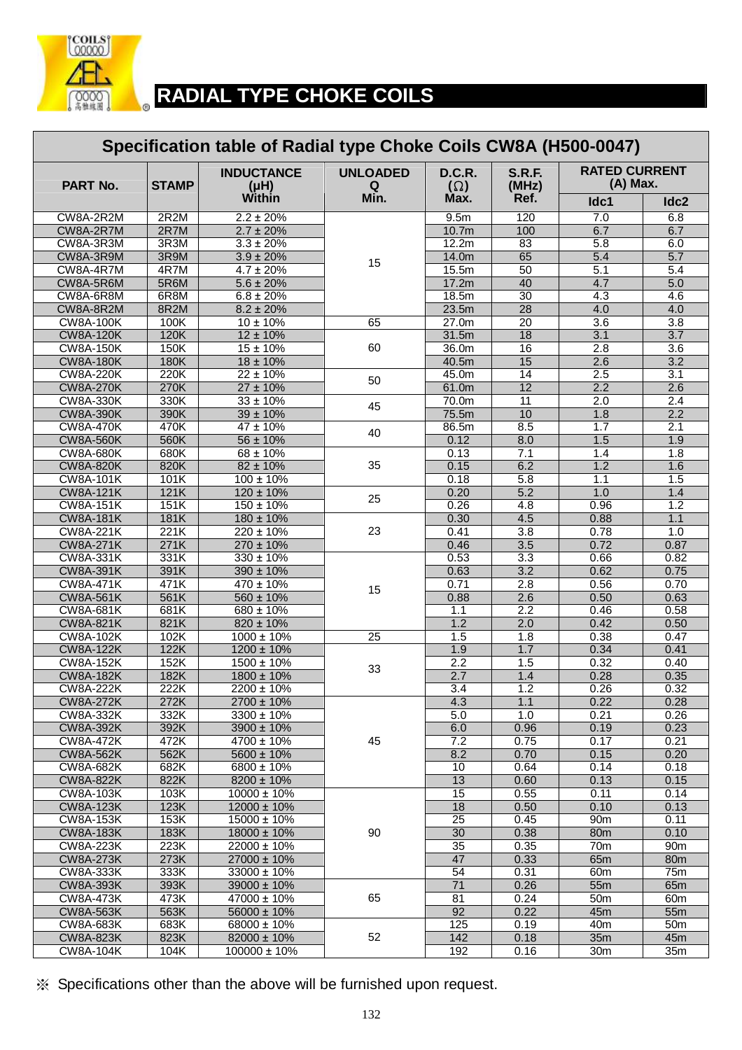# RADIAL TYPE CHOKE COILS

## Specification table of Radial type Choke Coils CW8A (H500-0047)

| PART No. | STAMP | INDUCTANCE (μH) Within | UNLOADED Q Min. | D.C.R. (Ω) Max. | S.R.F. (MHz) Ref. | RATED CURRENT (A) Max. | |
|---|---|---|---|---|---|---|---|
| | | | | | | Idc1 | Idc2 |
| CW8A-2R2M | 2R2M | 2.2 ± 20% | 15 | 9.5m | 120 | 7.0 | 6.8 |
| CW8A-2R7M | 2R7M | 2.7 ± 20% | | 10.7m | 100 | 6.7 | 6.7 |
| CW8A-3R3M | 3R3M | 3.3 ± 20% | | 12.2m | 83 | 5.8 | 6.0 |
| CW8A-3R9M | 3R9M | 3.9 ± 20% | | 14.0m | 65 | 5.4 | 5.7 |
| CW8A-4R7M | 4R7M | 4.7 ± 20% | | 15.5m | 50 | 5.1 | 5.4 |
| CW8A-5R6M | 5R6M | 5.6 ± 20% | | 17.2m | 40 | 4.7 | 5.0 |
| CW8A-6R8M | 6R8M | 6.8 ± 20% | | 18.5m | 30 | 4.3 | 4.6 |
| CW8A-8R2M | 8R2M | 8.2 ± 20% | | 23.5m | 28 | 4.0 | 4.0 |
| CW8A-100K | 100K | 10 ± 10% | 65 | 27.0m | 20 | 3.6 | 3.8 |
| CW8A-120K | 120K | 12 ± 10% | 60 | 31.5m | 18 | 3.1 | 3.7 |
| CW8A-150K | 150K | 15 ± 10% | | 36.0m | 16 | 2.8 | 3.6 |
| CW8A-180K | 180K | 18 ± 10% | | 40.5m | 15 | 2.6 | 3.2 |
| CW8A-220K | 220K | 22 ± 10% | 50 | 45.0m | 14 | 2.5 | 3.1 |
| CW8A-270K | 270K | 27 ± 10% | | 61.0m | 12 | 2.2 | 2.6 |
| CW8A-330K | 330K | 33 ± 10% | 45 | 70.0m | 11 | 2.0 | 2.4 |
| CW8A-390K | 390K | 39 ± 10% | | 75.5m | 10 | 1.8 | 2.2 |
| CW8A-470K | 470K | 47 ± 10% | 40 | 86.5m | 8.5 | 1.7 | 2.1 |
| CW8A-560K | 560K | 56 ± 10% | | 0.12 | 8.0 | 1.5 | 1.9 |
| CW8A-680K | 680K | 68 ± 10% | 35 | 0.13 | 7.1 | 1.4 | 1.8 |
| CW8A-820K | 820K | 82 ± 10% | | 0.15 | 6.2 | 1.2 | 1.6 |
| CW8A-101K | 101K | 100 ± 10% | | 0.18 | 5.8 | 1.1 | 1.5 |
| CW8A-121K | 121K | 120 ± 10% | 25 | 0.20 | 5.2 | 1.0 | 1.4 |
| CW8A-151K | 151K | 150 ± 10% | | 0.26 | 4.8 | 0.96 | 1.2 |
| CW8A-181K | 181K | 180 ± 10% | 23 | 0.30 | 4.5 | 0.88 | 1.1 |
| CW8A-221K | 221K | 220 ± 10% | | 0.41 | 3.8 | 0.78 | 1.0 |
| CW8A-271K | 271K | 270 ± 10% | | 0.46 | 3.5 | 0.72 | 0.87 |
| CW8A-331K | 331K | 330 ± 10% | 15 | 0.53 | 3.3 | 0.66 | 0.82 |
| CW8A-391K | 391K | 390 ± 10% | | 0.63 | 3.2 | 0.62 | 0.75 |
| CW8A-471K | 471K | 470 ± 10% | | 0.71 | 2.8 | 0.56 | 0.70 |
| CW8A-561K | 561K | 560 ± 10% | | 0.88 | 2.6 | 0.50 | 0.63 |
| CW8A-681K | 681K | 680 ± 10% | | 1.1 | 2.2 | 0.46 | 0.58 |
| CW8A-821K | 821K | 820 ± 10% | | 1.2 | 2.0 | 0.42 | 0.50 |
| CW8A-102K | 102K | 1000 ± 10% | 25 | 1.5 | 1.8 | 0.38 | 0.47 |
| CW8A-122K | 122K | 1200 ± 10% | 33 | 1.9 | 1.7 | 0.34 | 0.41 |
| CW8A-152K | 152K | 1500 ± 10% | | 2.2 | 1.5 | 0.32 | 0.40 |
| CW8A-182K | 182K | 1800 ± 10% | | 2.7 | 1.4 | 0.28 | 0.35 |
| CW8A-222K | 222K | 2200 ± 10% | | 3.4 | 1.2 | 0.26 | 0.32 |
| CW8A-272K | 272K | 2700 ± 10% | 45 | 4.3 | 1.1 | 0.22 | 0.28 |
| CW8A-332K | 332K | 3300 ± 10% | | 5.0 | 1.0 | 0.21 | 0.26 |
| CW8A-392K | 392K | 3900 ± 10% | | 6.0 | 0.96 | 0.19 | 0.23 |
| CW8A-472K | 472K | 4700 ± 10% | | 7.2 | 0.75 | 0.17 | 0.21 |
| CW8A-562K | 562K | 5600 ± 10% | | 8.2 | 0.70 | 0.15 | 0.20 |
| CW8A-682K | 682K | 6800 ± 10% | | 10 | 0.64 | 0.14 | 0.18 |
| CW8A-822K | 822K | 8200 ± 10% | | 13 | 0.60 | 0.13 | 0.15 |
| CW8A-103K | 103K | 10000 ± 10% | 90 | 15 | 0.55 | 0.11 | 0.14 |
| CW8A-123K | 123K | 12000 ± 10% | | 18 | 0.50 | 0.10 | 0.13 |
| CW8A-153K | 153K | 15000 ± 10% | | 25 | 0.45 | 90m | 0.11 |
| CW8A-183K | 183K | 18000 ± 10% | | 30 | 0.38 | 80m | 0.10 |
| CW8A-223K | 223K | 22000 ± 10% | | 35 | 0.35 | 70m | 90m |
| CW8A-273K | 273K | 27000 ± 10% | | 47 | 0.33 | 65m | 80m |
| CW8A-333K | 333K | 33000 ± 10% | | 54 | 0.31 | 60m | 75m |
| CW8A-393K | 393K | 39000 ± 10% | 65 | 71 | 0.26 | 55m | 65m |
| CW8A-473K | 473K | 47000 ± 10% | | 81 | 0.24 | 50m | 60m |
| CW8A-563K | 563K | 56000 ± 10% | | 92 | 0.22 | 45m | 55m |
| CW8A-683K | 683K | 68000 ± 10% | 52 | 125 | 0.19 | 40m | 50m |
| CW8A-823K | 823K | 82000 ± 10% | | 142 | 0.18 | 35m | 45m |
| CW8A-104K | 104K | 100000 ± 10% | | 192 | 0.16 | 30m | 35m |

※ Specifications other than the above will be furnished upon request.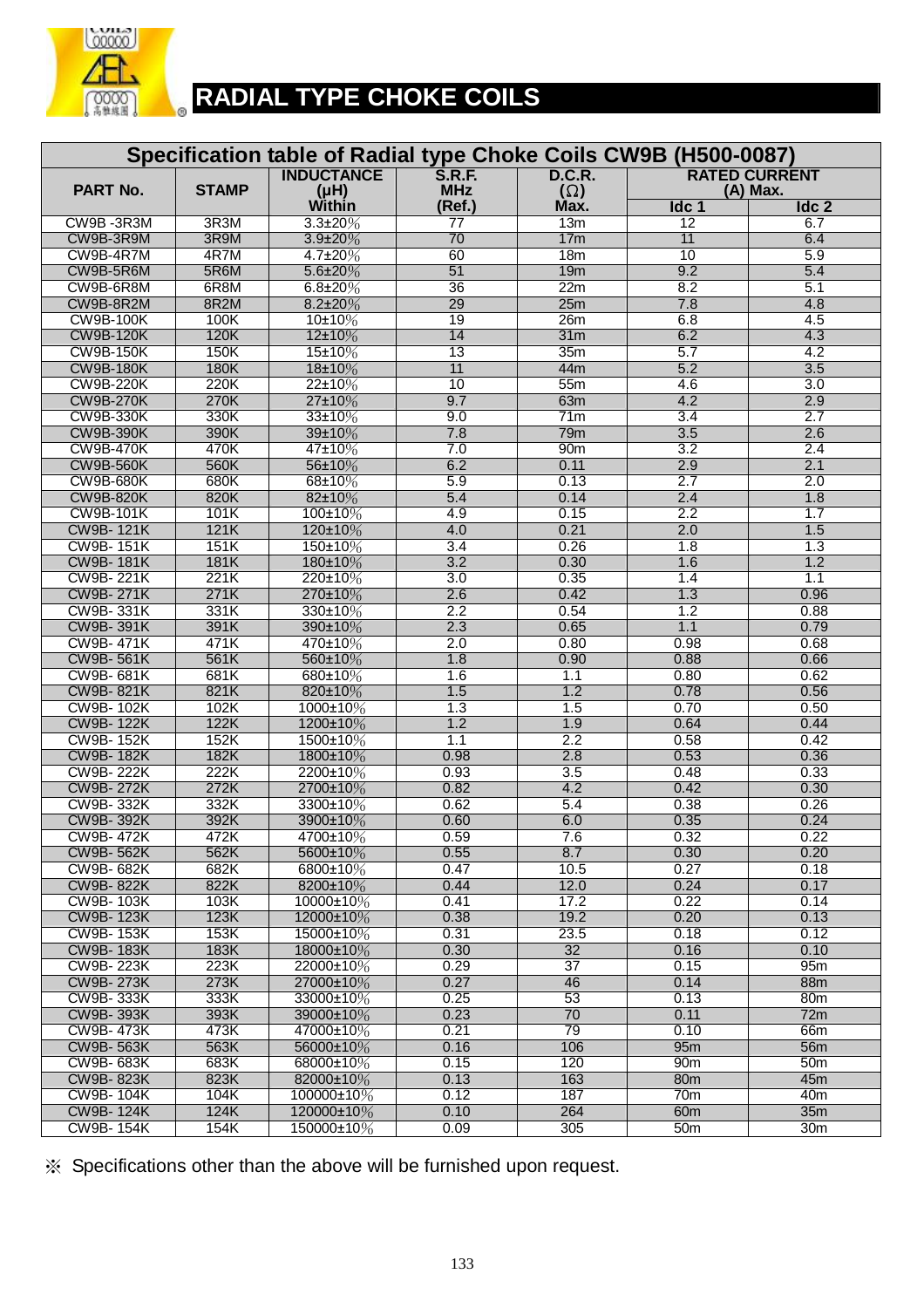# RADIAL TYPE CHOKE COILS

## Specification table of Radial type Choke Coils CW9B (H500-0087)

| PART No. | STAMP | INDUCTANCE (μH) Within | S.R.F. MHz (Ref.) | D.C.R. (Ω) Max. | RATED CURRENT (A) Max. | |
|---|---|---|---|---|---|---|
| | | | | | Idc 1 | Idc 2 |
| CW9B -3R3M | 3R3M | 3.3±20% | 77 | 13m | 12 | 6.7 |
| CW9B-3R9M | 3R9M | 3.9±20% | 70 | 17m | 11 | 6.4 |
| CW9B-4R7M | 4R7M | 4.7±20% | 60 | 18m | 10 | 5.9 |
| CW9B-5R6M | 5R6M | 5.6±20% | 51 | 19m | 9.2 | 5.4 |
| CW9B-6R8M | 6R8M | 6.8±20% | 36 | 22m | 8.2 | 5.1 |
| CW9B-8R2M | 8R2M | 8.2±20% | 29 | 25m | 7.8 | 4.8 |
| CW9B-100K | 100K | 10±10% | 19 | 26m | 6.8 | 4.5 |
| CW9B-120K | 120K | 12±10% | 14 | 31m | 6.2 | 4.3 |
| CW9B-150K | 150K | 15±10% | 13 | 35m | 5.7 | 4.2 |
| CW9B-180K | 180K | 18±10% | 11 | 44m | 5.2 | 3.5 |
| CW9B-220K | 220K | 22±10% | 10 | 55m | 4.6 | 3.0 |
| CW9B-270K | 270K | 27±10% | 9.7 | 63m | 4.2 | 2.9 |
| CW9B-330K | 330K | 33±10% | 9.0 | 71m | 3.4 | 2.7 |
| CW9B-390K | 390K | 39±10% | 7.8 | 79m | 3.5 | 2.6 |
| CW9B-470K | 470K | 47±10% | 7.0 | 90m | 3.2 | 2.4 |
| CW9B-560K | 560K | 56±10% | 6.2 | 0.11 | 2.9 | 2.1 |
| CW9B-680K | 680K | 68±10% | 5.9 | 0.13 | 2.7 | 2.0 |
| CW9B-820K | 820K | 82±10% | 5.4 | 0.14 | 2.4 | 1.8 |
| CW9B-101K | 101K | 100±10% | 4.9 | 0.15 | 2.2 | 1.7 |
| CW9B- 121K | 121K | 120±10% | 4.0 | 0.21 | 2.0 | 1.5 |
| CW9B- 151K | 151K | 150±10% | 3.4 | 0.26 | 1.8 | 1.3 |
| CW9B- 181K | 181K | 180±10% | 3.2 | 0.30 | 1.6 | 1.2 |
| CW9B- 221K | 221K | 220±10% | 3.0 | 0.35 | 1.4 | 1.1 |
| CW9B- 271K | 271K | 270±10% | 2.6 | 0.42 | 1.3 | 0.96 |
| CW9B- 331K | 331K | 330±10% | 2.2 | 0.54 | 1.2 | 0.88 |
| CW9B- 391K | 391K | 390±10% | 2.3 | 0.65 | 1.1 | 0.79 |
| CW9B- 471K | 471K | 470±10% | 2.0 | 0.80 | 0.98 | 0.68 |
| CW9B- 561K | 561K | 560±10% | 1.8 | 0.90 | 0.88 | 0.66 |
| CW9B- 681K | 681K | 680±10% | 1.6 | 1.1 | 0.80 | 0.62 |
| CW9B- 821K | 821K | 820±10% | 1.5 | 1.2 | 0.78 | 0.56 |
| CW9B- 102K | 102K | 1000±10% | 1.3 | 1.5 | 0.70 | 0.50 |
| CW9B- 122K | 122K | 1200±10% | 1.2 | 1.9 | 0.64 | 0.44 |
| CW9B- 152K | 152K | 1500±10% | 1.1 | 2.2 | 0.58 | 0.42 |
| CW9B- 182K | 182K | 1800±10% | 0.98 | 2.8 | 0.53 | 0.36 |
| CW9B- 222K | 222K | 2200±10% | 0.93 | 3.5 | 0.48 | 0.33 |
| CW9B- 272K | 272K | 2700±10% | 0.82 | 4.2 | 0.42 | 0.30 |
| CW9B- 332K | 332K | 3300±10% | 0.62 | 5.4 | 0.38 | 0.26 |
| CW9B- 392K | 392K | 3900±10% | 0.60 | 6.0 | 0.35 | 0.24 |
| CW9B- 472K | 472K | 4700±10% | 0.59 | 7.6 | 0.32 | 0.22 |
| CW9B- 562K | 562K | 5600±10% | 0.55 | 8.7 | 0.30 | 0.20 |
| CW9B- 682K | 682K | 6800±10% | 0.47 | 10.5 | 0.27 | 0.18 |
| CW9B- 822K | 822K | 8200±10% | 0.44 | 12.0 | 0.24 | 0.17 |
| CW9B- 103K | 103K | 10000±10% | 0.41 | 17.2 | 0.22 | 0.14 |
| CW9B- 123K | 123K | 12000±10% | 0.38 | 19.2 | 0.20 | 0.13 |
| CW9B- 153K | 153K | 15000±10% | 0.31 | 23.5 | 0.18 | 0.12 |
| CW9B- 183K | 183K | 18000±10% | 0.30 | 32 | 0.16 | 0.10 |
| CW9B- 223K | 223K | 22000±10% | 0.29 | 37 | 0.15 | 95m |
| CW9B- 273K | 273K | 27000±10% | 0.27 | 46 | 0.14 | 88m |
| CW9B- 333K | 333K | 33000±10% | 0.25 | 53 | 0.13 | 80m |
| CW9B- 393K | 393K | 39000±10% | 0.23 | 70 | 0.11 | 72m |
| CW9B- 473K | 473K | 47000±10% | 0.21 | 79 | 0.10 | 66m |
| CW9B- 563K | 563K | 56000±10% | 0.16 | 106 | 95m | 56m |
| CW9B- 683K | 683K | 68000±10% | 0.15 | 120 | 90m | 50m |
| CW9B- 823K | 823K | 82000±10% | 0.13 | 163 | 80m | 45m |
| CW9B- 104K | 104K | 100000±10% | 0.12 | 187 | 70m | 40m |
| CW9B- 124K | 124K | 120000±10% | 0.10 | 264 | 60m | 35m |
| CW9B- 154K | 154K | 150000±10% | 0.09 | 305 | 50m | 30m |

※ Specifications other than the above will be furnished upon request.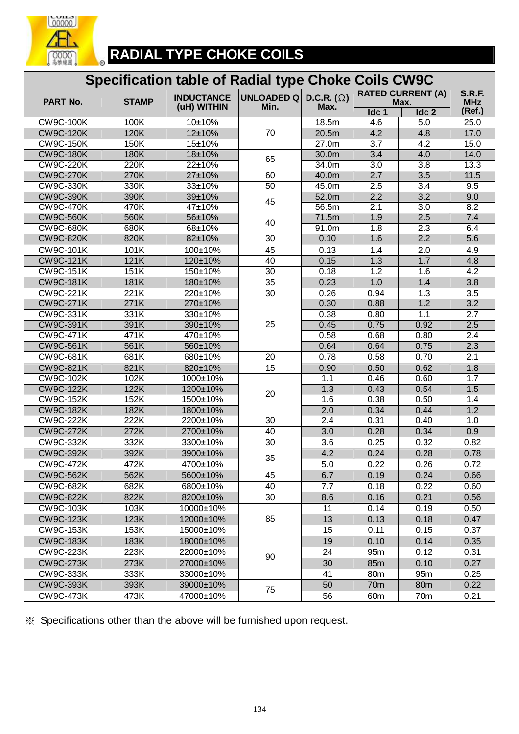# RADIAL TYPE CHOKE COILS

## Specification table of Radial type Choke Coils CW9C

| PART No. | STAMP | INDUCTANCE (uH) WITHIN | UNLOADED Q Min. | D.C.R. (Ω) Max. | RATED CURRENT (A) Max. | | S.R.F. MHz (Ref.) |
|---|---|---|---|---|---|---|---|
| | | | | | Idc 1 | Idc 2 | |
| CW9C-100K | 100K | 10±10% | 70 | 18.5m | 4.6 | 5.0 | 25.0 |
| CW9C-120K | 120K | 12±10% | 70 | 20.5m | 4.2 | 4.8 | 17.0 |
| CW9C-150K | 150K | 15±10% | 70 | 27.0m | 3.7 | 4.2 | 15.0 |
| CW9C-180K | 180K | 18±10% | 65 | 30.0m | 3.4 | 4.0 | 14.0 |
| CW9C-220K | 220K | 22±10% | 65 | 34.0m | 3.0 | 3.8 | 13.3 |
| CW9C-270K | 270K | 27±10% | 60 | 40.0m | 2.7 | 3.5 | 11.5 |
| CW9C-330K | 330K | 33±10% | 50 | 45.0m | 2.5 | 3.4 | 9.5 |
| CW9C-390K | 390K | 39±10% | 45 | 52.0m | 2.2 | 3.2 | 9.0 |
| CW9C-470K | 470K | 47±10% | 45 | 56.5m | 2.1 | 3.0 | 8.2 |
| CW9C-560K | 560K | 56±10% | 40 | 71.5m | 1.9 | 2.5 | 7.4 |
| CW9C-680K | 680K | 68±10% | 40 | 91.0m | 1.8 | 2.3 | 6.4 |
| CW9C-820K | 820K | 82±10% | 30 | 0.10 | 1.6 | 2.2 | 5.6 |
| CW9C-101K | 101K | 100±10% | 45 | 0.13 | 1.4 | 2.0 | 4.9 |
| CW9C-121K | 121K | 120±10% | 40 | 0.15 | 1.3 | 1.7 | 4.8 |
| CW9C-151K | 151K | 150±10% | 30 | 0.18 | 1.2 | 1.6 | 4.2 |
| CW9C-181K | 181K | 180±10% | 35 | 0.23 | 1.0 | 1.4 | 3.8 |
| CW9C-221K | 221K | 220±10% | 30 | 0.26 | 0.94 | 1.3 | 3.5 |
| CW9C-271K | 271K | 270±10% | 25 | 0.30 | 0.88 | 1.2 | 3.2 |
| CW9C-331K | 331K | 330±10% | 25 | 0.38 | 0.80 | 1.1 | 2.7 |
| CW9C-391K | 391K | 390±10% | 25 | 0.45 | 0.75 | 0.92 | 2.5 |
| CW9C-471K | 471K | 470±10% | 25 | 0.58 | 0.68 | 0.80 | 2.4 |
| CW9C-561K | 561K | 560±10% | 25 | 0.64 | 0.64 | 0.75 | 2.3 |
| CW9C-681K | 681K | 680±10% | 20 | 0.78 | 0.58 | 0.70 | 2.1 |
| CW9C-821K | 821K | 820±10% | 15 | 0.90 | 0.50 | 0.62 | 1.8 |
| CW9C-102K | 102K | 1000±10% | 20 | 1.1 | 0.46 | 0.60 | 1.7 |
| CW9C-122K | 122K | 1200±10% | 20 | 1.3 | 0.43 | 0.54 | 1.5 |
| CW9C-152K | 152K | 1500±10% | 20 | 1.6 | 0.38 | 0.50 | 1.4 |
| CW9C-182K | 182K | 1800±10% | 20 | 2.0 | 0.34 | 0.44 | 1.2 |
| CW9C-222K | 222K | 2200±10% | 30 | 2.4 | 0.31 | 0.40 | 1.0 |
| CW9C-272K | 272K | 2700±10% | 40 | 3.0 | 0.28 | 0.34 | 0.9 |
| CW9C-332K | 332K | 3300±10% | 30 | 3.6 | 0.25 | 0.32 | 0.82 |
| CW9C-392K | 392K | 3900±10% | 35 | 4.2 | 0.24 | 0.28 | 0.78 |
| CW9C-472K | 472K | 4700±10% | 35 | 5.0 | 0.22 | 0.26 | 0.72 |
| CW9C-562K | 562K | 5600±10% | 45 | 6.7 | 0.19 | 0.24 | 0.66 |
| CW9C-682K | 682K | 6800±10% | 40 | 7.7 | 0.18 | 0.22 | 0.60 |
| CW9C-822K | 822K | 8200±10% | 30 | 8.6 | 0.16 | 0.21 | 0.56 |
| CW9C-103K | 103K | 10000±10% | 85 | 11 | 0.14 | 0.19 | 0.50 |
| CW9C-123K | 123K | 12000±10% | 85 | 13 | 0.13 | 0.18 | 0.47 |
| CW9C-153K | 153K | 15000±10% | 85 | 15 | 0.11 | 0.15 | 0.37 |
| CW9C-183K | 183K | 18000±10% | 90 | 19 | 0.10 | 0.14 | 0.35 |
| CW9C-223K | 223K | 22000±10% | 90 | 24 | 95m | 0.12 | 0.31 |
| CW9C-273K | 273K | 27000±10% | 90 | 30 | 85m | 0.10 | 0.27 |
| CW9C-333K | 333K | 33000±10% | 90 | 41 | 80m | 95m | 0.25 |
| CW9C-393K | 393K | 39000±10% | 75 | 50 | 70m | 80m | 0.22 |
| CW9C-473K | 473K | 47000±10% | 75 | 56 | 60m | 70m | 0.21 |

※ Specifications other than the above will be furnished upon request.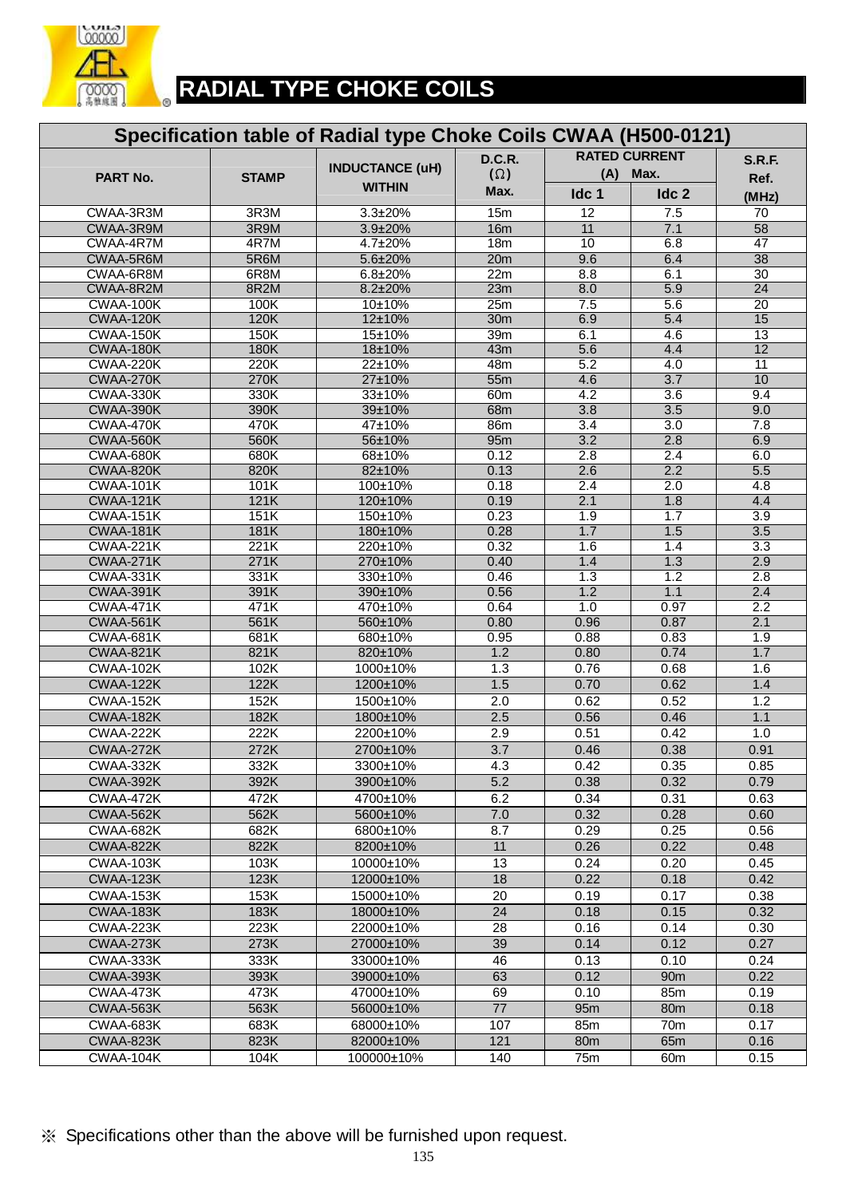# RADIAL TYPE CHOKE COILS

## Specification table of Radial type Choke Coils CWAA (H500-0121)

| PART No. | STAMP | INDUCTANCE (uH) WITHIN | D.C.R. (Ω) Max. | RATED CURRENT (A) Max. | | S.R.F. Ref. (MHz) |
|---|---|---|---|---|---|---|
| | | | | Idc 1 | Idc 2 | |
| CWAA-3R3M | 3R3M | 3.3±20% | 15m | 12 | 7.5 | 70 |
| CWAA-3R9M | 3R9M | 3.9±20% | 16m | 11 | 7.1 | 58 |
| CWAA-4R7M | 4R7M | 4.7±20% | 18m | 10 | 6.8 | 47 |
| CWAA-5R6M | 5R6M | 5.6±20% | 20m | 9.6 | 6.4 | 38 |
| CWAA-6R8M | 6R8M | 6.8±20% | 22m | 8.8 | 6.1 | 30 |
| CWAA-8R2M | 8R2M | 8.2±20% | 23m | 8.0 | 5.9 | 24 |
| CWAA-100K | 100K | 10±10% | 25m | 7.5 | 5.6 | 20 |
| CWAA-120K | 120K | 12±10% | 30m | 6.9 | 5.4 | 15 |
| CWAA-150K | 150K | 15±10% | 39m | 6.1 | 4.6 | 13 |
| CWAA-180K | 180K | 18±10% | 43m | 5.6 | 4.4 | 12 |
| CWAA-220K | 220K | 22±10% | 48m | 5.2 | 4.0 | 11 |
| CWAA-270K | 270K | 27±10% | 55m | 4.6 | 3.7 | 10 |
| CWAA-330K | 330K | 33±10% | 60m | 4.2 | 3.6 | 9.4 |
| CWAA-390K | 390K | 39±10% | 68m | 3.8 | 3.5 | 9.0 |
| CWAA-470K | 470K | 47±10% | 86m | 3.4 | 3.0 | 7.8 |
| CWAA-560K | 560K | 56±10% | 95m | 3.2 | 2.8 | 6.9 |
| CWAA-680K | 680K | 68±10% | 0.12 | 2.8 | 2.4 | 6.0 |
| CWAA-820K | 820K | 82±10% | 0.13 | 2.6 | 2.2 | 5.5 |
| CWAA-101K | 101K | 100±10% | 0.18 | 2.4 | 2.0 | 4.8 |
| CWAA-121K | 121K | 120±10% | 0.19 | 2.1 | 1.8 | 4.4 |
| CWAA-151K | 151K | 150±10% | 0.23 | 1.9 | 1.7 | 3.9 |
| CWAA-181K | 181K | 180±10% | 0.28 | 1.7 | 1.5 | 3.5 |
| CWAA-221K | 221K | 220±10% | 0.32 | 1.6 | 1.4 | 3.3 |
| CWAA-271K | 271K | 270±10% | 0.40 | 1.4 | 1.3 | 2.9 |
| CWAA-331K | 331K | 330±10% | 0.46 | 1.3 | 1.2 | 2.8 |
| CWAA-391K | 391K | 390±10% | 0.56 | 1.2 | 1.1 | 2.4 |
| CWAA-471K | 471K | 470±10% | 0.64 | 1.0 | 0.97 | 2.2 |
| CWAA-561K | 561K | 560±10% | 0.80 | 0.96 | 0.87 | 2.1 |
| CWAA-681K | 681K | 680±10% | 0.95 | 0.88 | 0.83 | 1.9 |
| CWAA-821K | 821K | 820±10% | 1.2 | 0.80 | 0.74 | 1.7 |
| CWAA-102K | 102K | 1000±10% | 1.3 | 0.76 | 0.68 | 1.6 |
| CWAA-122K | 122K | 1200±10% | 1.5 | 0.70 | 0.62 | 1.4 |
| CWAA-152K | 152K | 1500±10% | 2.0 | 0.62 | 0.52 | 1.2 |
| CWAA-182K | 182K | 1800±10% | 2.5 | 0.56 | 0.46 | 1.1 |
| CWAA-222K | 222K | 2200±10% | 2.9 | 0.51 | 0.42 | 1.0 |
| CWAA-272K | 272K | 2700±10% | 3.7 | 0.46 | 0.38 | 0.91 |
| CWAA-332K | 332K | 3300±10% | 4.3 | 0.42 | 0.35 | 0.85 |
| CWAA-392K | 392K | 3900±10% | 5.2 | 0.38 | 0.32 | 0.79 |
| CWAA-472K | 472K | 4700±10% | 6.2 | 0.34 | 0.31 | 0.63 |
| CWAA-562K | 562K | 5600±10% | 7.0 | 0.32 | 0.28 | 0.60 |
| CWAA-682K | 682K | 6800±10% | 8.7 | 0.29 | 0.25 | 0.56 |
| CWAA-822K | 822K | 8200±10% | 11 | 0.26 | 0.22 | 0.48 |
| CWAA-103K | 103K | 10000±10% | 13 | 0.24 | 0.20 | 0.45 |
| CWAA-123K | 123K | 12000±10% | 18 | 0.22 | 0.18 | 0.42 |
| CWAA-153K | 153K | 15000±10% | 20 | 0.19 | 0.17 | 0.38 |
| CWAA-183K | 183K | 18000±10% | 24 | 0.18 | 0.15 | 0.32 |
| CWAA-223K | 223K | 22000±10% | 28 | 0.16 | 0.14 | 0.30 |
| CWAA-273K | 273K | 27000±10% | 39 | 0.14 | 0.12 | 0.27 |
| CWAA-333K | 333K | 33000±10% | 46 | 0.13 | 0.10 | 0.24 |
| CWAA-393K | 393K | 39000±10% | 63 | 0.12 | 90m | 0.22 |
| CWAA-473K | 473K | 47000±10% | 69 | 0.10 | 85m | 0.19 |
| CWAA-563K | 563K | 56000±10% | 77 | 95m | 80m | 0.18 |
| CWAA-683K | 683K | 68000±10% | 107 | 85m | 70m | 0.17 |
| CWAA-823K | 823K | 82000±10% | 121 | 80m | 65m | 0.16 |
| CWAA-104K | 104K | 100000±10% | 140 | 75m | 60m | 0.15 |

※ Specifications other than the above will be furnished upon request.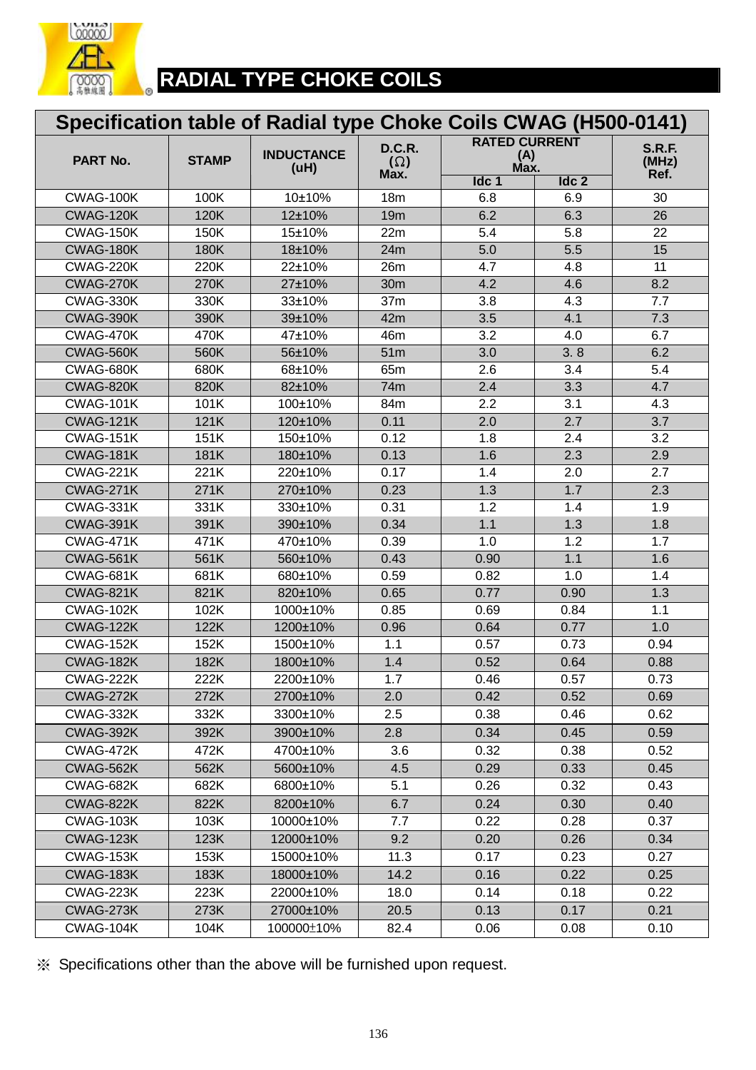# RADIAL TYPE CHOKE COILS

## Specification table of Radial type Choke Coils CWAG (H500-0141)

| PART No. | STAMP | INDUCTANCE (uH) | D.C.R. (Ω) Max. | RATED CURRENT (A) Max. | | S.R.F. (MHz) Ref. |
|---|---|---|---|---|---|---|
| | | | | Idc 1 | Idc 2 | |
| CWAG-100K | 100K | 10±10% | 18m | 6.8 | 6.9 | 30 |
| CWAG-120K | 120K | 12±10% | 19m | 6.2 | 6.3 | 26 |
| CWAG-150K | 150K | 15±10% | 22m | 5.4 | 5.8 | 22 |
| CWAG-180K | 180K | 18±10% | 24m | 5.0 | 5.5 | 15 |
| CWAG-220K | 220K | 22±10% | 26m | 4.7 | 4.8 | 11 |
| CWAG-270K | 270K | 27±10% | 30m | 4.2 | 4.6 | 8.2 |
| CWAG-330K | 330K | 33±10% | 37m | 3.8 | 4.3 | 7.7 |
| CWAG-390K | 390K | 39±10% | 42m | 3.5 | 4.1 | 7.3 |
| CWAG-470K | 470K | 47±10% | 46m | 3.2 | 4.0 | 6.7 |
| CWAG-560K | 560K | 56±10% | 51m | 3.0 | 3. 8 | 6.2 |
| CWAG-680K | 680K | 68±10% | 65m | 2.6 | 3.4 | 5.4 |
| CWAG-820K | 820K | 82±10% | 74m | 2.4 | 3.3 | 4.7 |
| CWAG-101K | 101K | 100±10% | 84m | 2.2 | 3.1 | 4.3 |
| CWAG-121K | 121K | 120±10% | 0.11 | 2.0 | 2.7 | 3.7 |
| CWAG-151K | 151K | 150±10% | 0.12 | 1.8 | 2.4 | 3.2 |
| CWAG-181K | 181K | 180±10% | 0.13 | 1.6 | 2.3 | 2.9 |
| CWAG-221K | 221K | 220±10% | 0.17 | 1.4 | 2.0 | 2.7 |
| CWAG-271K | 271K | 270±10% | 0.23 | 1.3 | 1.7 | 2.3 |
| CWAG-331K | 331K | 330±10% | 0.31 | 1.2 | 1.4 | 1.9 |
| CWAG-391K | 391K | 390±10% | 0.34 | 1.1 | 1.3 | 1.8 |
| CWAG-471K | 471K | 470±10% | 0.39 | 1.0 | 1.2 | 1.7 |
| CWAG-561K | 561K | 560±10% | 0.43 | 0.90 | 1.1 | 1.6 |
| CWAG-681K | 681K | 680±10% | 0.59 | 0.82 | 1.0 | 1.4 |
| CWAG-821K | 821K | 820±10% | 0.65 | 0.77 | 0.90 | 1.3 |
| CWAG-102K | 102K | 1000±10% | 0.85 | 0.69 | 0.84 | 1.1 |
| CWAG-122K | 122K | 1200±10% | 0.96 | 0.64 | 0.77 | 1.0 |
| CWAG-152K | 152K | 1500±10% | 1.1 | 0.57 | 0.73 | 0.94 |
| CWAG-182K | 182K | 1800±10% | 1.4 | 0.52 | 0.64 | 0.88 |
| CWAG-222K | 222K | 2200±10% | 1.7 | 0.46 | 0.57 | 0.73 |
| CWAG-272K | 272K | 2700±10% | 2.0 | 0.42 | 0.52 | 0.69 |
| CWAG-332K | 332K | 3300±10% | 2.5 | 0.38 | 0.46 | 0.62 |
| CWAG-392K | 392K | 3900±10% | 2.8 | 0.34 | 0.45 | 0.59 |
| CWAG-472K | 472K | 4700±10% | 3.6 | 0.32 | 0.38 | 0.52 |
| CWAG-562K | 562K | 5600±10% | 4.5 | 0.29 | 0.33 | 0.45 |
| CWAG-682K | 682K | 6800±10% | 5.1 | 0.26 | 0.32 | 0.43 |
| CWAG-822K | 822K | 8200±10% | 6.7 | 0.24 | 0.30 | 0.40 |
| CWAG-103K | 103K | 10000±10% | 7.7 | 0.22 | 0.28 | 0.37 |
| CWAG-123K | 123K | 12000±10% | 9.2 | 0.20 | 0.26 | 0.34 |
| CWAG-153K | 153K | 15000±10% | 11.3 | 0.17 | 0.23 | 0.27 |
| CWAG-183K | 183K | 18000±10% | 14.2 | 0.16 | 0.22 | 0.25 |
| CWAG-223K | 223K | 22000±10% | 18.0 | 0.14 | 0.18 | 0.22 |
| CWAG-273K | 273K | 27000±10% | 20.5 | 0.13 | 0.17 | 0.21 |
| CWAG-104K | 104K | 100000±10% | 82.4 | 0.06 | 0.08 | 0.10 |

※ Specifications other than the above will be furnished upon request.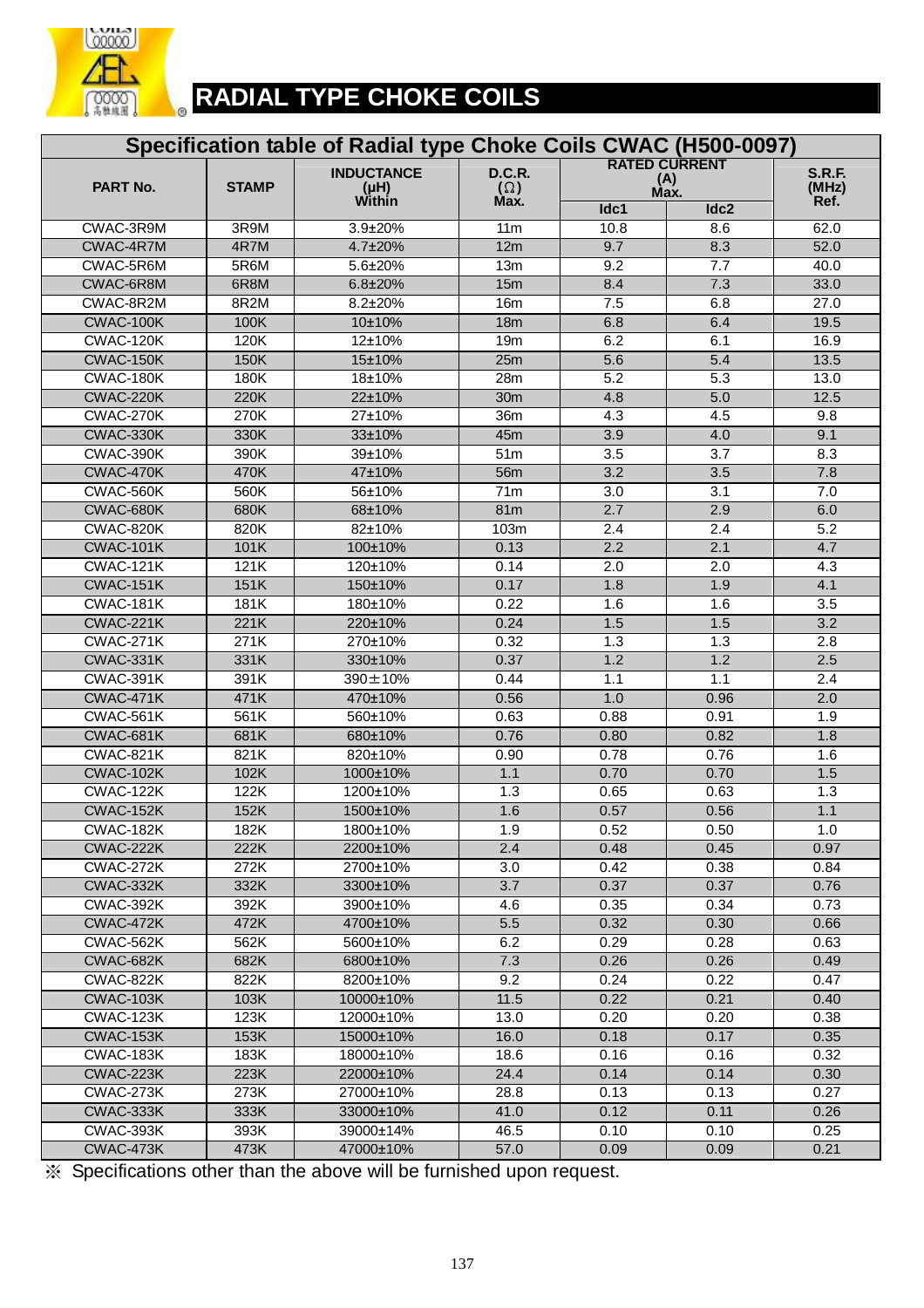# RADIAL TYPE CHOKE COILS

## Specification table of Radial type Choke Coils CWAC (H500-0097)

| PART No. | STAMP | INDUCTANCE (μH) Within | D.C.R. (Ω) Max. | RATED CURRENT (A) Max. | | S.R.F. (MHz) Ref. |
|---|---|---|---|---|---|---|
| | | | | Idc1 | Idc2 | |
| CWAC-3R9M | 3R9M | 3.9±20% | 11m | 10.8 | 8.6 | 62.0 |
| CWAC-4R7M | 4R7M | 4.7±20% | 12m | 9.7 | 8.3 | 52.0 |
| CWAC-5R6M | 5R6M | 5.6±20% | 13m | 9.2 | 7.7 | 40.0 |
| CWAC-6R8M | 6R8M | 6.8±20% | 15m | 8.4 | 7.3 | 33.0 |
| CWAC-8R2M | 8R2M | 8.2±20% | 16m | 7.5 | 6.8 | 27.0 |
| CWAC-100K | 100K | 10±10% | 18m | 6.8 | 6.4 | 19.5 |
| CWAC-120K | 120K | 12±10% | 19m | 6.2 | 6.1 | 16.9 |
| CWAC-150K | 150K | 15±10% | 25m | 5.6 | 5.4 | 13.5 |
| CWAC-180K | 180K | 18±10% | 28m | 5.2 | 5.3 | 13.0 |
| CWAC-220K | 220K | 22±10% | 30m | 4.8 | 5.0 | 12.5 |
| CWAC-270K | 270K | 27±10% | 36m | 4.3 | 4.5 | 9.8 |
| CWAC-330K | 330K | 33±10% | 45m | 3.9 | 4.0 | 9.1 |
| CWAC-390K | 390K | 39±10% | 51m | 3.5 | 3.7 | 8.3 |
| CWAC-470K | 470K | 47±10% | 56m | 3.2 | 3.5 | 7.8 |
| CWAC-560K | 560K | 56±10% | 71m | 3.0 | 3.1 | 7.0 |
| CWAC-680K | 680K | 68±10% | 81m | 2.7 | 2.9 | 6.0 |
| CWAC-820K | 820K | 82±10% | 103m | 2.4 | 2.4 | 5.2 |
| CWAC-101K | 101K | 100±10% | 0.13 | 2.2 | 2.1 | 4.7 |
| CWAC-121K | 121K | 120±10% | 0.14 | 2.0 | 2.0 | 4.3 |
| CWAC-151K | 151K | 150±10% | 0.17 | 1.8 | 1.9 | 4.1 |
| CWAC-181K | 181K | 180±10% | 0.22 | 1.6 | 1.6 | 3.5 |
| CWAC-221K | 221K | 220±10% | 0.24 | 1.5 | 1.5 | 3.2 |
| CWAC-271K | 271K | 270±10% | 0.32 | 1.3 | 1.3 | 2.8 |
| CWAC-331K | 331K | 330±10% | 0.37 | 1.2 | 1.2 | 2.5 |
| CWAC-391K | 391K | 390±10% | 0.44 | 1.1 | 1.1 | 2.4 |
| CWAC-471K | 471K | 470±10% | 0.56 | 1.0 | 0.96 | 2.0 |
| CWAC-561K | 561K | 560±10% | 0.63 | 0.88 | 0.91 | 1.9 |
| CWAC-681K | 681K | 680±10% | 0.76 | 0.80 | 0.82 | 1.8 |
| CWAC-821K | 821K | 820±10% | 0.90 | 0.78 | 0.76 | 1.6 |
| CWAC-102K | 102K | 1000±10% | 1.1 | 0.70 | 0.70 | 1.5 |
| CWAC-122K | 122K | 1200±10% | 1.3 | 0.65 | 0.63 | 1.3 |
| CWAC-152K | 152K | 1500±10% | 1.6 | 0.57 | 0.56 | 1.1 |
| CWAC-182K | 182K | 1800±10% | 1.9 | 0.52 | 0.50 | 1.0 |
| CWAC-222K | 222K | 2200±10% | 2.4 | 0.48 | 0.45 | 0.97 |
| CWAC-272K | 272K | 2700±10% | 3.0 | 0.42 | 0.38 | 0.84 |
| CWAC-332K | 332K | 3300±10% | 3.7 | 0.37 | 0.37 | 0.76 |
| CWAC-392K | 392K | 3900±10% | 4.6 | 0.35 | 0.34 | 0.73 |
| CWAC-472K | 472K | 4700±10% | 5.5 | 0.32 | 0.30 | 0.66 |
| CWAC-562K | 562K | 5600±10% | 6.2 | 0.29 | 0.28 | 0.63 |
| CWAC-682K | 682K | 6800±10% | 7.3 | 0.26 | 0.26 | 0.49 |
| CWAC-822K | 822K | 8200±10% | 9.2 | 0.24 | 0.22 | 0.47 |
| CWAC-103K | 103K | 10000±10% | 11.5 | 0.22 | 0.21 | 0.40 |
| CWAC-123K | 123K | 12000±10% | 13.0 | 0.20 | 0.20 | 0.38 |
| CWAC-153K | 153K | 15000±10% | 16.0 | 0.18 | 0.17 | 0.35 |
| CWAC-183K | 183K | 18000±10% | 18.6 | 0.16 | 0.16 | 0.32 |
| CWAC-223K | 223K | 22000±10% | 24.4 | 0.14 | 0.14 | 0.30 |
| CWAC-273K | 273K | 27000±10% | 28.8 | 0.13 | 0.13 | 0.27 |
| CWAC-333K | 333K | 33000±10% | 41.0 | 0.12 | 0.11 | 0.26 |
| CWAC-393K | 393K | 39000±14% | 46.5 | 0.10 | 0.10 | 0.25 |
| CWAC-473K | 473K | 47000±10% | 57.0 | 0.09 | 0.09 | 0.21 |

※ Specifications other than the above will be furnished upon request.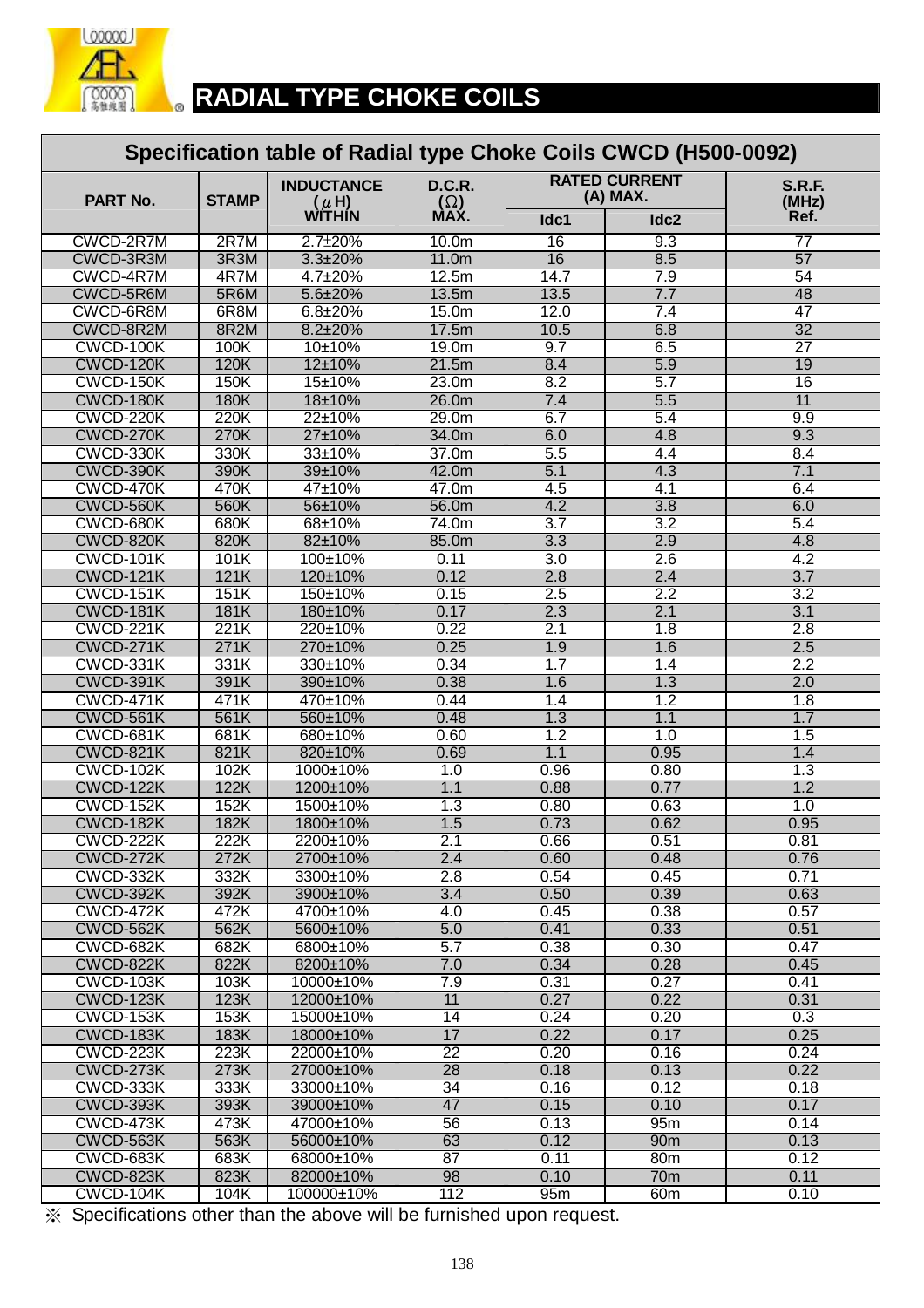# RADIAL TYPE CHOKE COILS

## Specification table of Radial type Choke Coils CWCD (H500-0092)

| PART No. | STAMP | INDUCTANCE (μH) WITHIN | D.C.R. (Ω) MAX. | RATED CURRENT (A) MAX. | | S.R.F. (MHz) Ref. |
|---|---|---|---|---|---|---|
| | | | | Idc1 | Idc2 | |
| CWCD-2R7M | 2R7M | 2.7±20% | 10.0m | 16 | 9.3 | 77 |
| CWCD-3R3M | 3R3M | 3.3±20% | 11.0m | 16 | 8.5 | 57 |
| CWCD-4R7M | 4R7M | 4.7±20% | 12.5m | 14.7 | 7.9 | 54 |
| CWCD-5R6M | 5R6M | 5.6±20% | 13.5m | 13.5 | 7.7 | 48 |
| CWCD-6R8M | 6R8M | 6.8±20% | 15.0m | 12.0 | 7.4 | 47 |
| CWCD-8R2M | 8R2M | 8.2±20% | 17.5m | 10.5 | 6.8 | 32 |
| CWCD-100K | 100K | 10±10% | 19.0m | 9.7 | 6.5 | 27 |
| CWCD-120K | 120K | 12±10% | 21.5m | 8.4 | 5.9 | 19 |
| CWCD-150K | 150K | 15±10% | 23.0m | 8.2 | 5.7 | 16 |
| CWCD-180K | 180K | 18±10% | 26.0m | 7.4 | 5.5 | 11 |
| CWCD-220K | 220K | 22±10% | 29.0m | 6.7 | 5.4 | 9.9 |
| CWCD-270K | 270K | 27±10% | 34.0m | 6.0 | 4.8 | 9.3 |
| CWCD-330K | 330K | 33±10% | 37.0m | 5.5 | 4.4 | 8.4 |
| CWCD-390K | 390K | 39±10% | 42.0m | 5.1 | 4.3 | 7.1 |
| CWCD-470K | 470K | 47±10% | 47.0m | 4.5 | 4.1 | 6.4 |
| CWCD-560K | 560K | 56±10% | 56.0m | 4.2 | 3.8 | 6.0 |
| CWCD-680K | 680K | 68±10% | 74.0m | 3.7 | 3.2 | 5.4 |
| CWCD-820K | 820K | 82±10% | 85.0m | 3.3 | 2.9 | 4.8 |
| CWCD-101K | 101K | 100±10% | 0.11 | 3.0 | 2.6 | 4.2 |
| CWCD-121K | 121K | 120±10% | 0.12 | 2.8 | 2.4 | 3.7 |
| CWCD-151K | 151K | 150±10% | 0.15 | 2.5 | 2.2 | 3.2 |
| CWCD-181K | 181K | 180±10% | 0.17 | 2.3 | 2.1 | 3.1 |
| CWCD-221K | 221K | 220±10% | 0.22 | 2.1 | 1.8 | 2.8 |
| CWCD-271K | 271K | 270±10% | 0.25 | 1.9 | 1.6 | 2.5 |
| CWCD-331K | 331K | 330±10% | 0.34 | 1.7 | 1.4 | 2.2 |
| CWCD-391K | 391K | 390±10% | 0.38 | 1.6 | 1.3 | 2.0 |
| CWCD-471K | 471K | 470±10% | 0.44 | 1.4 | 1.2 | 1.8 |
| CWCD-561K | 561K | 560±10% | 0.48 | 1.3 | 1.1 | 1.7 |
| CWCD-681K | 681K | 680±10% | 0.60 | 1.2 | 1.0 | 1.5 |
| CWCD-821K | 821K | 820±10% | 0.69 | 1.1 | 0.95 | 1.4 |
| CWCD-102K | 102K | 1000±10% | 1.0 | 0.96 | 0.80 | 1.3 |
| CWCD-122K | 122K | 1200±10% | 1.1 | 0.88 | 0.77 | 1.2 |
| CWCD-152K | 152K | 1500±10% | 1.3 | 0.80 | 0.63 | 1.0 |
| CWCD-182K | 182K | 1800±10% | 1.5 | 0.73 | 0.62 | 0.95 |
| CWCD-222K | 222K | 2200±10% | 2.1 | 0.66 | 0.51 | 0.81 |
| CWCD-272K | 272K | 2700±10% | 2.4 | 0.60 | 0.48 | 0.76 |
| CWCD-332K | 332K | 3300±10% | 2.8 | 0.54 | 0.45 | 0.71 |
| CWCD-392K | 392K | 3900±10% | 3.4 | 0.50 | 0.39 | 0.63 |
| CWCD-472K | 472K | 4700±10% | 4.0 | 0.45 | 0.38 | 0.57 |
| CWCD-562K | 562K | 5600±10% | 5.0 | 0.41 | 0.33 | 0.51 |
| CWCD-682K | 682K | 6800±10% | 5.7 | 0.38 | 0.30 | 0.47 |
| CWCD-822K | 822K | 8200±10% | 7.0 | 0.34 | 0.28 | 0.45 |
| CWCD-103K | 103K | 10000±10% | 7.9 | 0.31 | 0.27 | 0.41 |
| CWCD-123K | 123K | 12000±10% | 11 | 0.27 | 0.22 | 0.31 |
| CWCD-153K | 153K | 15000±10% | 14 | 0.24 | 0.20 | 0.3 |
| CWCD-183K | 183K | 18000±10% | 17 | 0.22 | 0.17 | 0.25 |
| CWCD-223K | 223K | 22000±10% | 22 | 0.20 | 0.16 | 0.24 |
| CWCD-273K | 273K | 27000±10% | 28 | 0.18 | 0.13 | 0.22 |
| CWCD-333K | 333K | 33000±10% | 34 | 0.16 | 0.12 | 0.18 |
| CWCD-393K | 393K | 39000±10% | 47 | 0.15 | 0.10 | 0.17 |
| CWCD-473K | 473K | 47000±10% | 56 | 0.13 | 95m | 0.14 |
| CWCD-563K | 563K | 56000±10% | 63 | 0.12 | 90m | 0.13 |
| CWCD-683K | 683K | 68000±10% | 87 | 0.11 | 80m | 0.12 |
| CWCD-823K | 823K | 82000±10% | 98 | 0.10 | 70m | 0.11 |
| CWCD-104K | 104K | 100000±10% | 112 | 95m | 60m | 0.10 |

※ Specifications other than the above will be furnished upon request.